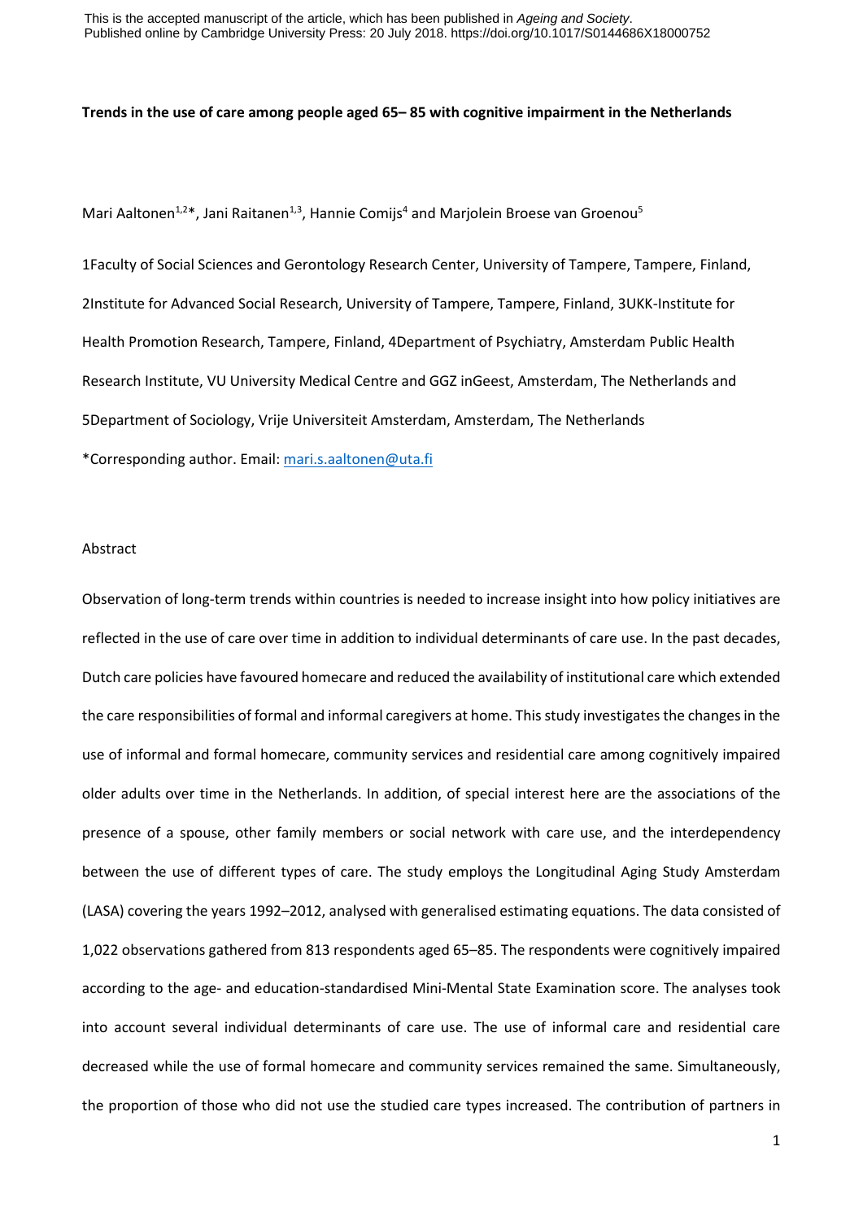This is the accepted manuscript of the article, which has been published in *Ageing and Society*. Published online by Cambridge University Press: 20 July 2018. https://doi.org/10.1017/S0144686X18000752

**Trends in the use of care among people aged 65– 85 with cognitive impairment in the Netherlands**

Mari Aaltonen[1,2]*, Jani Raitanen[1,3], Hannie Comijs[4] and Marjolein Broese van Groenou[5]

1Faculty of Social Sciences and Gerontology Research Center, University of Tampere, Tampere, Finland, 2Institute for Advanced Social Research, University of Tampere, Tampere, Finland, 3UKK-Institute for Health Promotion Research, Tampere, Finland, 4Department of Psychiatry, Amsterdam Public Health Research Institute, VU University Medical Centre and GGZ inGeest, Amsterdam, The Netherlands and 5Department of Sociology, Vrije Universiteit Amsterdam, Amsterdam, The Netherlands

*Corresponding author. Email: mari.s.aaltonen@uta.fi

Abstract

Observation of long-term trends within countries is needed to increase insight into how policy initiatives are reflected in the use of care over time in addition to individual determinants of care use. In the past decades, Dutch care policies have favoured homecare and reduced the availability of institutional care which extended the care responsibilities of formal and informal caregivers at home. This study investigates the changes in the use of informal and formal homecare, community services and residential care among cognitively impaired older adults over time in the Netherlands. In addition, of special interest here are the associations of the presence of a spouse, other family members or social network with care use, and the interdependency between the use of different types of care. The study employs the Longitudinal Aging Study Amsterdam (LASA) covering the years 1992–2012, analysed with generalised estimating equations. The data consisted of 1,022 observations gathered from 813 respondents aged 65–85. The respondents were cognitively impaired according to the age- and education-standardised Mini-Mental State Examination score. The analyses took into account several individual determinants of care use. The use of informal care and residential care decreased while the use of formal homecare and community services remained the same. Simultaneously, the proportion of those who did not use the studied care types increased. The contribution of partners in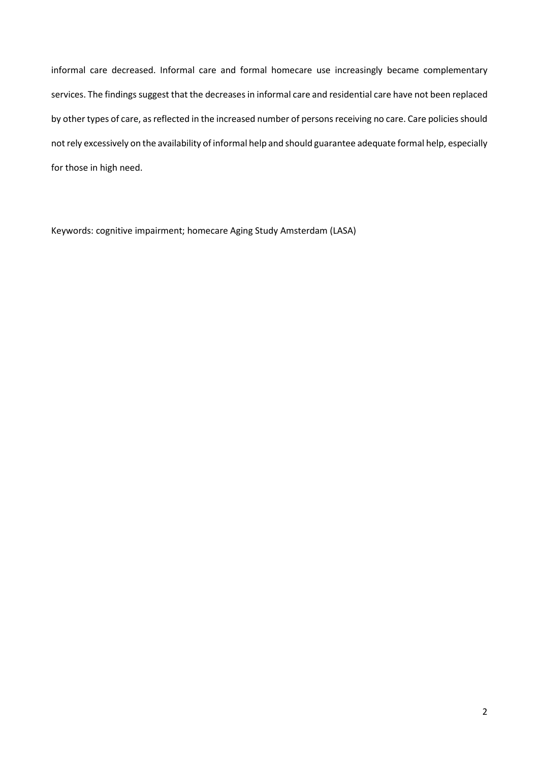informal care decreased. Informal care and formal homecare use increasingly became complementary services. The findings suggest that the decreases in informal care and residential care have not been replaced by other types of care, as reflected in the increased number of persons receiving no care. Care policies should not rely excessively on the availability of informal help and should guarantee adequate formal help, especially for those in high need.

Keywords: cognitive impairment; homecare Aging Study Amsterdam (LASA)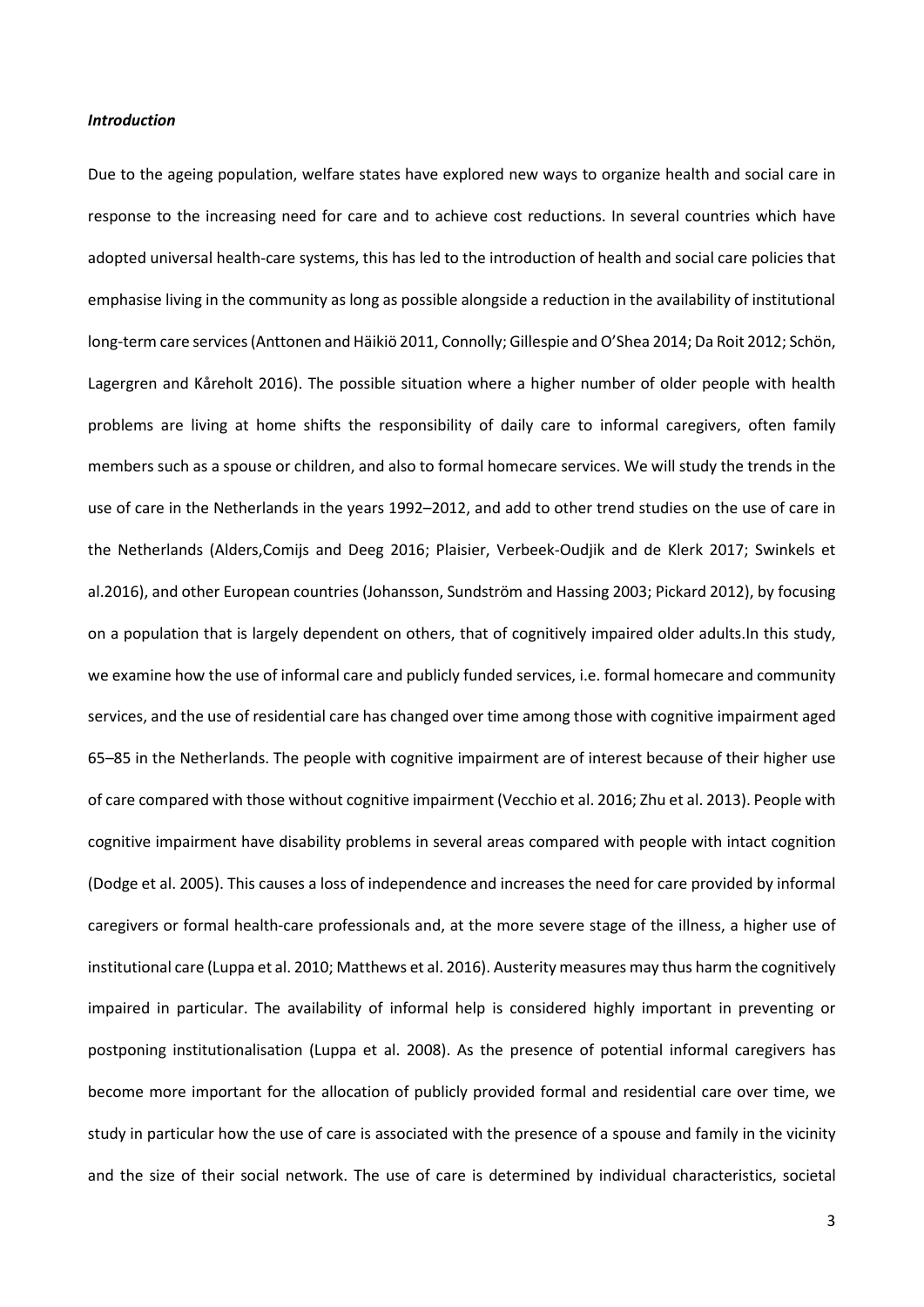***Introduction***

Due to the ageing population, welfare states have explored new ways to organize health and social care in response to the increasing need for care and to achieve cost reductions. In several countries which have adopted universal health-care systems, this has led to the introduction of health and social care policies that emphasise living in the community as long as possible alongside a reduction in the availability of institutional long-term care services (Anttonen and Häikiö 2011, Connolly; Gillespie and O'Shea 2014; Da Roit 2012; Schön, Lagergren and Kåreholt 2016). The possible situation where a higher number of older people with health problems are living at home shifts the responsibility of daily care to informal caregivers, often family members such as a spouse or children, and also to formal homecare services. We will study the trends in the use of care in the Netherlands in the years 1992–2012, and add to other trend studies on the use of care in the Netherlands (Alders,Comijs and Deeg 2016; Plaisier, Verbeek-Oudjik and de Klerk 2017; Swinkels et al.2016), and other European countries (Johansson, Sundström and Hassing 2003; Pickard 2012), by focusing on a population that is largely dependent on others, that of cognitively impaired older adults.In this study, we examine how the use of informal care and publicly funded services, i.e. formal homecare and community services, and the use of residential care has changed over time among those with cognitive impairment aged 65–85 in the Netherlands. The people with cognitive impairment are of interest because of their higher use of care compared with those without cognitive impairment (Vecchio et al. 2016; Zhu et al. 2013). People with cognitive impairment have disability problems in several areas compared with people with intact cognition (Dodge et al. 2005). This causes a loss of independence and increases the need for care provided by informal caregivers or formal health-care professionals and, at the more severe stage of the illness, a higher use of institutional care (Luppa et al. 2010; Matthews et al. 2016). Austerity measures may thus harm the cognitively impaired in particular. The availability of informal help is considered highly important in preventing or postponing institutionalisation (Luppa et al. 2008). As the presence of potential informal caregivers has become more important for the allocation of publicly provided formal and residential care over time, we study in particular how the use of care is associated with the presence of a spouse and family in the vicinity and the size of their social network. The use of care is determined by individual characteristics, societal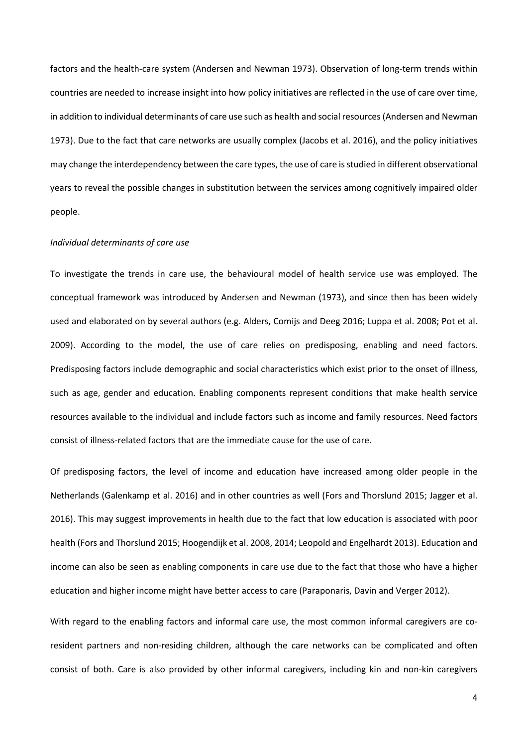factors and the health-care system (Andersen and Newman 1973). Observation of long-term trends within countries are needed to increase insight into how policy initiatives are reflected in the use of care over time, in addition to individual determinants of care use such as health and social resources (Andersen and Newman 1973). Due to the fact that care networks are usually complex (Jacobs et al. 2016), and the policy initiatives may change the interdependency between the care types, the use of care is studied in different observational years to reveal the possible changes in substitution between the services among cognitively impaired older people.

*Individual determinants of care use*

To investigate the trends in care use, the behavioural model of health service use was employed. The conceptual framework was introduced by Andersen and Newman (1973), and since then has been widely used and elaborated on by several authors (e.g. Alders, Comijs and Deeg 2016; Luppa et al. 2008; Pot et al. 2009). According to the model, the use of care relies on predisposing, enabling and need factors. Predisposing factors include demographic and social characteristics which exist prior to the onset of illness, such as age, gender and education. Enabling components represent conditions that make health service resources available to the individual and include factors such as income and family resources. Need factors consist of illness-related factors that are the immediate cause for the use of care.

Of predisposing factors, the level of income and education have increased among older people in the Netherlands (Galenkamp et al. 2016) and in other countries as well (Fors and Thorslund 2015; Jagger et al. 2016). This may suggest improvements in health due to the fact that low education is associated with poor health (Fors and Thorslund 2015; Hoogendijk et al. 2008, 2014; Leopold and Engelhardt 2013). Education and income can also be seen as enabling components in care use due to the fact that those who have a higher education and higher income might have better access to care (Paraponaris, Davin and Verger 2012).

With regard to the enabling factors and informal care use, the most common informal caregivers are co-resident partners and non-residing children, although the care networks can be complicated and often consist of both. Care is also provided by other informal caregivers, including kin and non-kin caregivers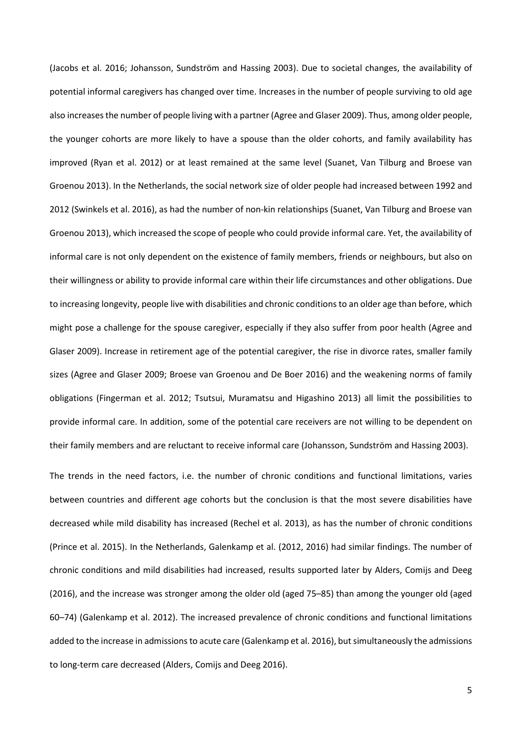(Jacobs et al. 2016; Johansson, Sundström and Hassing 2003). Due to societal changes, the availability of potential informal caregivers has changed over time. Increases in the number of people surviving to old age also increases the number of people living with a partner (Agree and Glaser 2009). Thus, among older people, the younger cohorts are more likely to have a spouse than the older cohorts, and family availability has improved (Ryan et al. 2012) or at least remained at the same level (Suanet, Van Tilburg and Broese van Groenou 2013). In the Netherlands, the social network size of older people had increased between 1992 and 2012 (Swinkels et al. 2016), as had the number of non-kin relationships (Suanet, Van Tilburg and Broese van Groenou 2013), which increased the scope of people who could provide informal care. Yet, the availability of informal care is not only dependent on the existence of family members, friends or neighbours, but also on their willingness or ability to provide informal care within their life circumstances and other obligations. Due to increasing longevity, people live with disabilities and chronic conditions to an older age than before, which might pose a challenge for the spouse caregiver, especially if they also suffer from poor health (Agree and Glaser 2009). Increase in retirement age of the potential caregiver, the rise in divorce rates, smaller family sizes (Agree and Glaser 2009; Broese van Groenou and De Boer 2016) and the weakening norms of family obligations (Fingerman et al. 2012; Tsutsui, Muramatsu and Higashino 2013) all limit the possibilities to provide informal care. In addition, some of the potential care receivers are not willing to be dependent on their family members and are reluctant to receive informal care (Johansson, Sundström and Hassing 2003).

The trends in the need factors, i.e. the number of chronic conditions and functional limitations, varies between countries and different age cohorts but the conclusion is that the most severe disabilities have decreased while mild disability has increased (Rechel et al. 2013), as has the number of chronic conditions (Prince et al. 2015). In the Netherlands, Galenkamp et al. (2012, 2016) had similar findings. The number of chronic conditions and mild disabilities had increased, results supported later by Alders, Comijs and Deeg (2016), and the increase was stronger among the older old (aged 75–85) than among the younger old (aged 60–74) (Galenkamp et al. 2012). The increased prevalence of chronic conditions and functional limitations added to the increase in admissions to acute care (Galenkamp et al. 2016), but simultaneously the admissions to long-term care decreased (Alders, Comijs and Deeg 2016).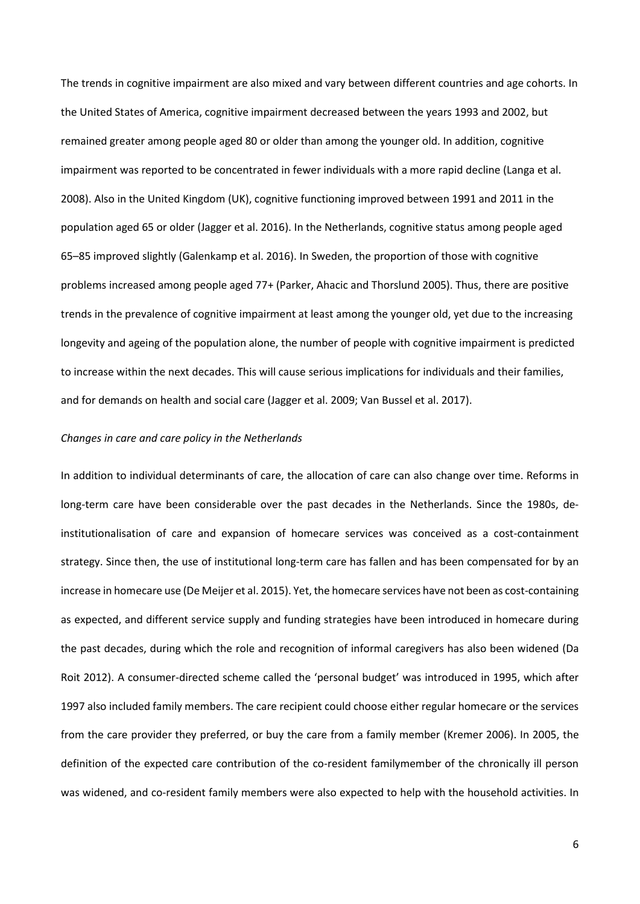The trends in cognitive impairment are also mixed and vary between different countries and age cohorts. In the United States of America, cognitive impairment decreased between the years 1993 and 2002, but remained greater among people aged 80 or older than among the younger old. In addition, cognitive impairment was reported to be concentrated in fewer individuals with a more rapid decline (Langa et al. 2008). Also in the United Kingdom (UK), cognitive functioning improved between 1991 and 2011 in the population aged 65 or older (Jagger et al. 2016). In the Netherlands, cognitive status among people aged 65–85 improved slightly (Galenkamp et al. 2016). In Sweden, the proportion of those with cognitive problems increased among people aged 77+ (Parker, Ahacic and Thorslund 2005). Thus, there are positive trends in the prevalence of cognitive impairment at least among the younger old, yet due to the increasing longevity and ageing of the population alone, the number of people with cognitive impairment is predicted to increase within the next decades. This will cause serious implications for individuals and their families, and for demands on health and social care (Jagger et al. 2009; Van Bussel et al. 2017).

*Changes in care and care policy in the Netherlands*

In addition to individual determinants of care, the allocation of care can also change over time. Reforms in long-term care have been considerable over the past decades in the Netherlands. Since the 1980s, de-institutionalisation of care and expansion of homecare services was conceived as a cost-containment strategy. Since then, the use of institutional long-term care has fallen and has been compensated for by an increase in homecare use (De Meijer et al. 2015). Yet, the homecare services have not been as cost-containing as expected, and different service supply and funding strategies have been introduced in homecare during the past decades, during which the role and recognition of informal caregivers has also been widened (Da Roit 2012). A consumer-directed scheme called the 'personal budget' was introduced in 1995, which after 1997 also included family members. The care recipient could choose either regular homecare or the services from the care provider they preferred, or buy the care from a family member (Kremer 2006). In 2005, the definition of the expected care contribution of the co-resident familymember of the chronically ill person was widened, and co-resident family members were also expected to help with the household activities. In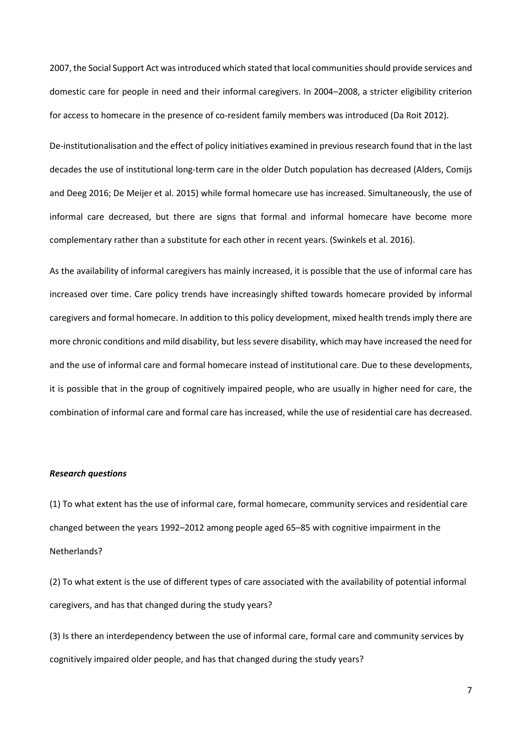2007, the Social Support Act was introduced which stated that local communities should provide services and domestic care for people in need and their informal caregivers. In 2004–2008, a stricter eligibility criterion for access to homecare in the presence of co-resident family members was introduced (Da Roit 2012).

De-institutionalisation and the effect of policy initiatives examined in previous research found that in the last decades the use of institutional long-term care in the older Dutch population has decreased (Alders, Comijs and Deeg 2016; De Meijer et al. 2015) while formal homecare use has increased. Simultaneously, the use of informal care decreased, but there are signs that formal and informal homecare have become more complementary rather than a substitute for each other in recent years. (Swinkels et al. 2016).

As the availability of informal caregivers has mainly increased, it is possible that the use of informal care has increased over time. Care policy trends have increasingly shifted towards homecare provided by informal caregivers and formal homecare. In addition to this policy development, mixed health trends imply there are more chronic conditions and mild disability, but less severe disability, which may have increased the need for and the use of informal care and formal homecare instead of institutional care. Due to these developments, it is possible that in the group of cognitively impaired people, who are usually in higher need for care, the combination of informal care and formal care has increased, while the use of residential care has decreased.

### *Research questions*

(1) To what extent has the use of informal care, formal homecare, community services and residential care changed between the years 1992–2012 among people aged 65–85 with cognitive impairment in the Netherlands?

(2) To what extent is the use of different types of care associated with the availability of potential informal caregivers, and has that changed during the study years?

(3) Is there an interdependency between the use of informal care, formal care and community services by cognitively impaired older people, and has that changed during the study years?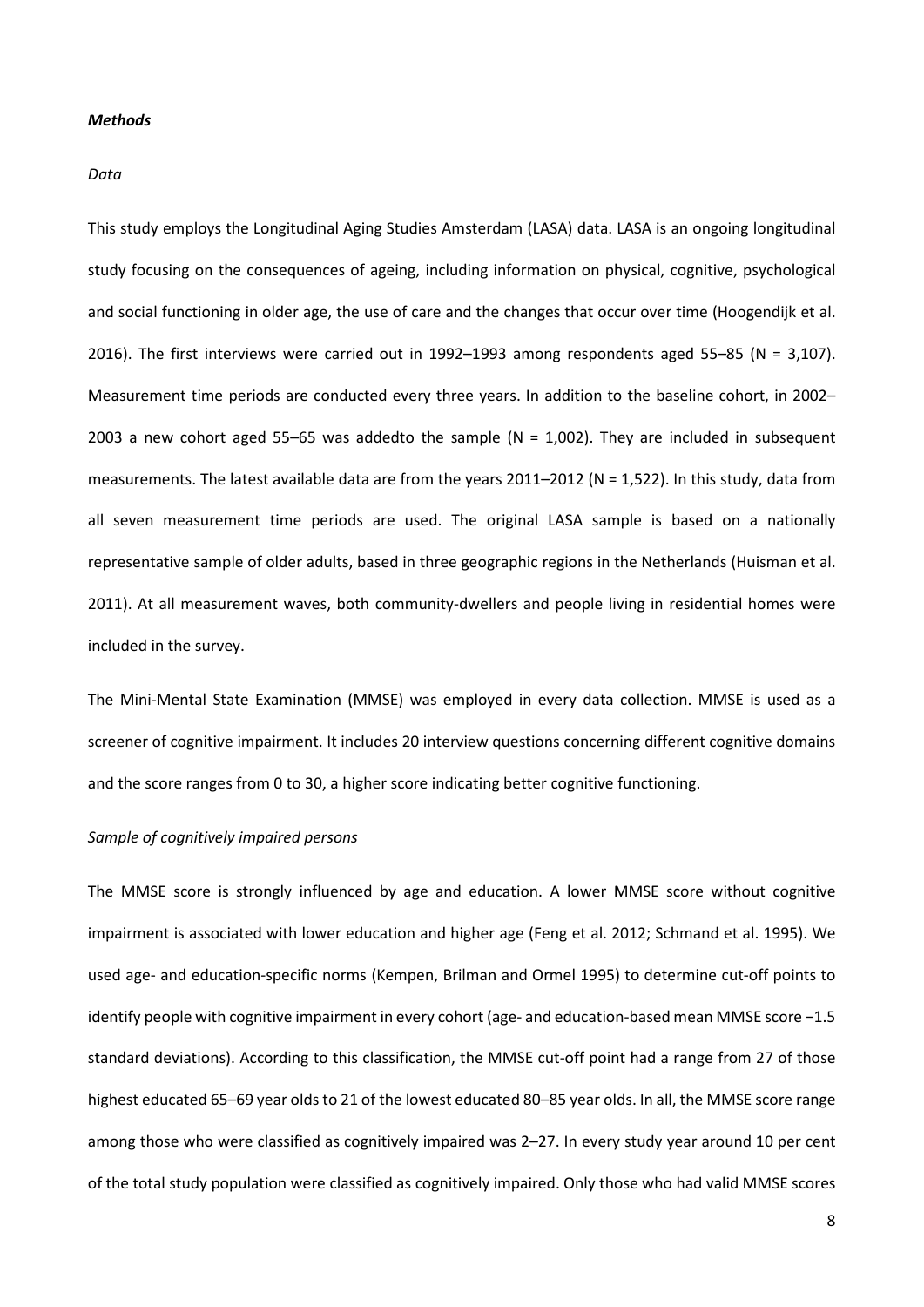***Methods***

*Data*

This study employs the Longitudinal Aging Studies Amsterdam (LASA) data. LASA is an ongoing longitudinal study focusing on the consequences of ageing, including information on physical, cognitive, psychological and social functioning in older age, the use of care and the changes that occur over time (Hoogendijk et al. 2016). The first interviews were carried out in 1992–1993 among respondents aged 55–85 (N = 3,107). Measurement time periods are conducted every three years. In addition to the baseline cohort, in 2002–2003 a new cohort aged 55–65 was addedto the sample (N = 1,002). They are included in subsequent measurements. The latest available data are from the years 2011–2012 (N = 1,522). In this study, data from all seven measurement time periods are used. The original LASA sample is based on a nationally representative sample of older adults, based in three geographic regions in the Netherlands (Huisman et al. 2011). At all measurement waves, both community-dwellers and people living in residential homes were included in the survey.

The Mini-Mental State Examination (MMSE) was employed in every data collection. MMSE is used as a screener of cognitive impairment. It includes 20 interview questions concerning different cognitive domains and the score ranges from 0 to 30, a higher score indicating better cognitive functioning.

*Sample of cognitively impaired persons*

The MMSE score is strongly influenced by age and education. A lower MMSE score without cognitive impairment is associated with lower education and higher age (Feng et al. 2012; Schmand et al. 1995). We used age- and education-specific norms (Kempen, Brilman and Ormel 1995) to determine cut-off points to identify people with cognitive impairment in every cohort (age- and education-based mean MMSE score −1.5 standard deviations). According to this classification, the MMSE cut-off point had a range from 27 of those highest educated 65–69 year olds to 21 of the lowest educated 80–85 year olds. In all, the MMSE score range among those who were classified as cognitively impaired was 2–27. In every study year around 10 per cent of the total study population were classified as cognitively impaired. Only those who had valid MMSE scores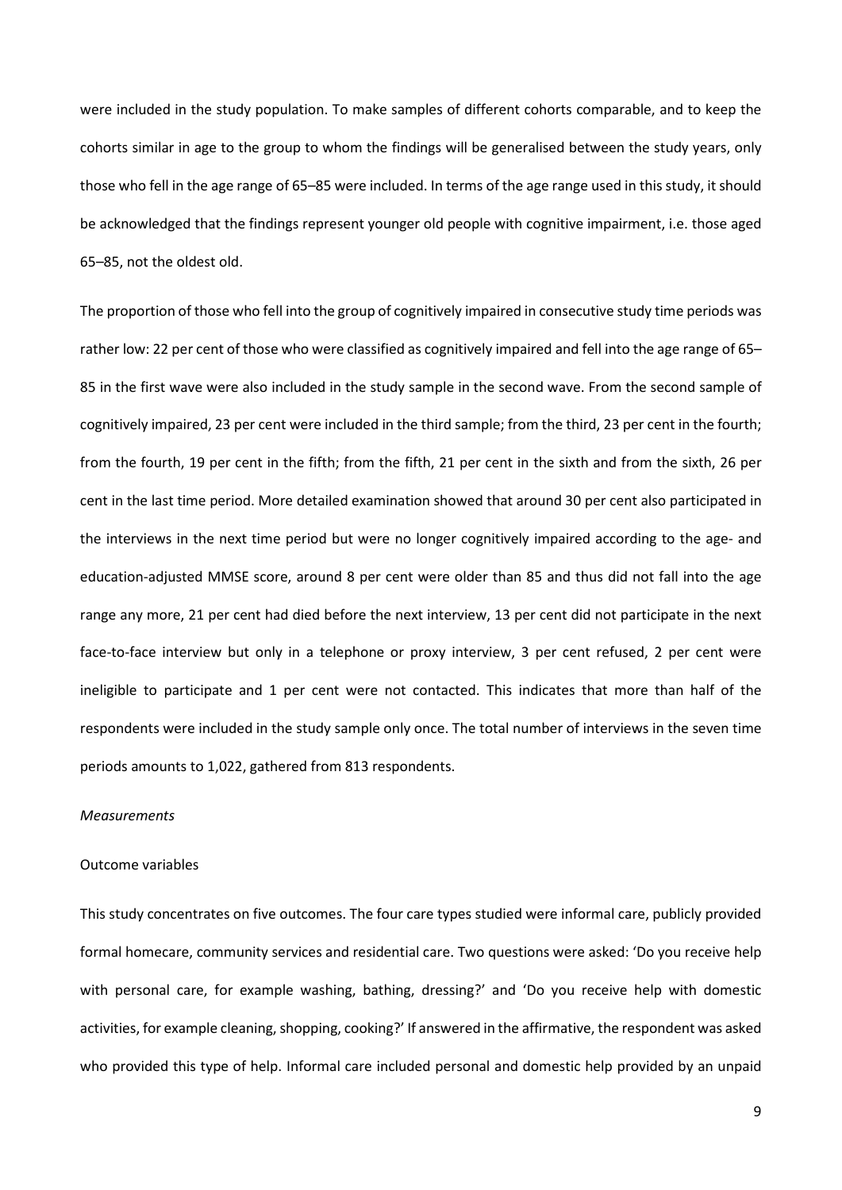were included in the study population. To make samples of different cohorts comparable, and to keep the cohorts similar in age to the group to whom the findings will be generalised between the study years, only those who fell in the age range of 65–85 were included. In terms of the age range used in this study, it should be acknowledged that the findings represent younger old people with cognitive impairment, i.e. those aged 65–85, not the oldest old.

The proportion of those who fell into the group of cognitively impaired in consecutive study time periods was rather low: 22 per cent of those who were classified as cognitively impaired and fell into the age range of 65–85 in the first wave were also included in the study sample in the second wave. From the second sample of cognitively impaired, 23 per cent were included in the third sample; from the third, 23 per cent in the fourth; from the fourth, 19 per cent in the fifth; from the fifth, 21 per cent in the sixth and from the sixth, 26 per cent in the last time period. More detailed examination showed that around 30 per cent also participated in the interviews in the next time period but were no longer cognitively impaired according to the age- and education-adjusted MMSE score, around 8 per cent were older than 85 and thus did not fall into the age range any more, 21 per cent had died before the next interview, 13 per cent did not participate in the next face-to-face interview but only in a telephone or proxy interview, 3 per cent refused, 2 per cent were ineligible to participate and 1 per cent were not contacted. This indicates that more than half of the respondents were included in the study sample only once. The total number of interviews in the seven time periods amounts to 1,022, gathered from 813 respondents.

*Measurements*

Outcome variables

This study concentrates on five outcomes. The four care types studied were informal care, publicly provided formal homecare, community services and residential care. Two questions were asked: 'Do you receive help with personal care, for example washing, bathing, dressing?' and 'Do you receive help with domestic activities, for example cleaning, shopping, cooking?' If answered in the affirmative, the respondent was asked who provided this type of help. Informal care included personal and domestic help provided by an unpaid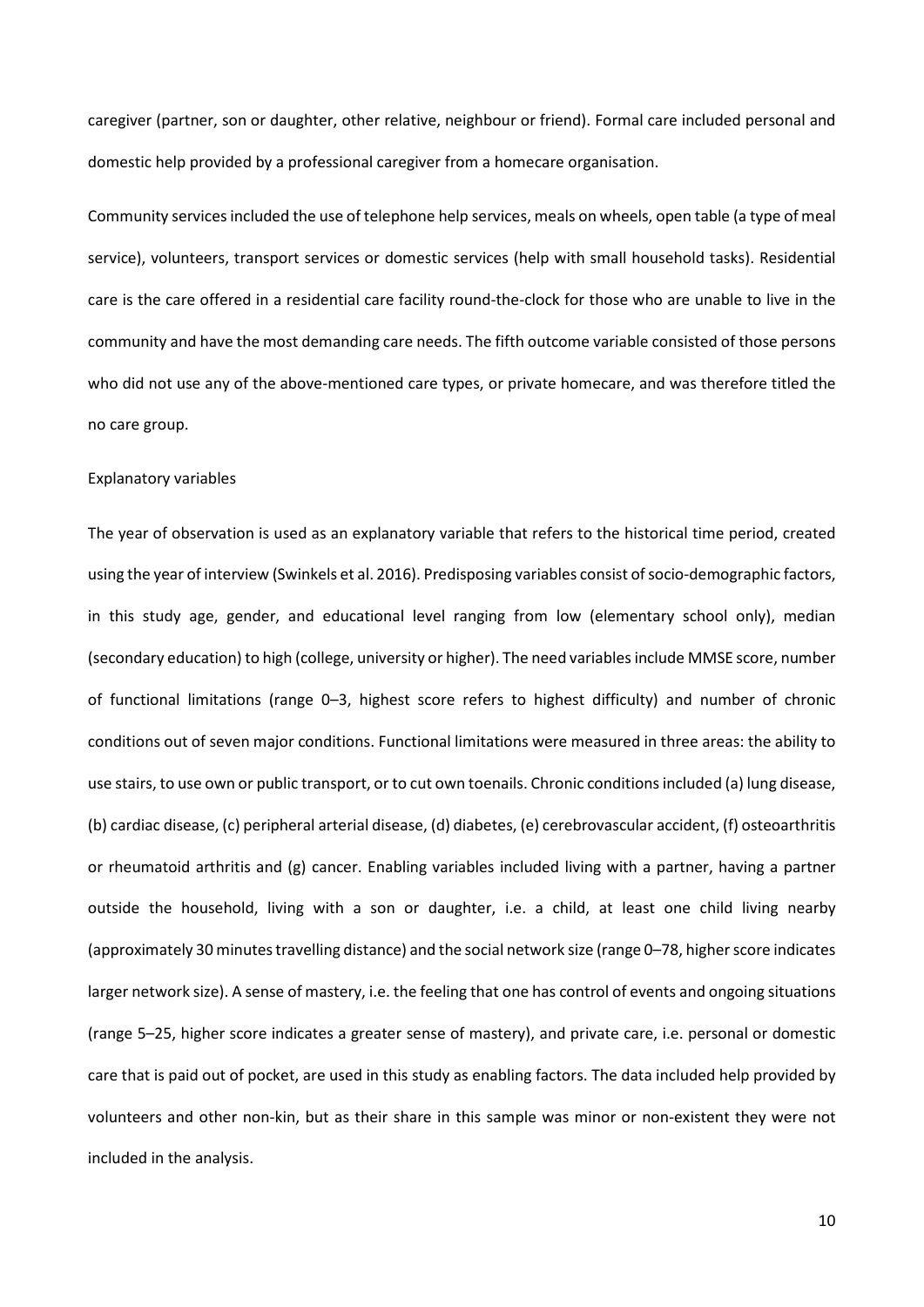caregiver (partner, son or daughter, other relative, neighbour or friend). Formal care included personal and domestic help provided by a professional caregiver from a homecare organisation.

Community services included the use of telephone help services, meals on wheels, open table (a type of meal service), volunteers, transport services or domestic services (help with small household tasks). Residential care is the care offered in a residential care facility round-the-clock for those who are unable to live in the community and have the most demanding care needs. The fifth outcome variable consisted of those persons who did not use any of the above-mentioned care types, or private homecare, and was therefore titled the no care group.

### Explanatory variables

The year of observation is used as an explanatory variable that refers to the historical time period, created using the year of interview (Swinkels et al. 2016). Predisposing variables consist of socio-demographic factors, in this study age, gender, and educational level ranging from low (elementary school only), median (secondary education) to high (college, university or higher). The need variables include MMSE score, number of functional limitations (range 0–3, highest score refers to highest difficulty) and number of chronic conditions out of seven major conditions. Functional limitations were measured in three areas: the ability to use stairs, to use own or public transport, or to cut own toenails. Chronic conditions included (a) lung disease, (b) cardiac disease, (c) peripheral arterial disease, (d) diabetes, (e) cerebrovascular accident, (f) osteoarthritis or rheumatoid arthritis and (g) cancer. Enabling variables included living with a partner, having a partner outside the household, living with a son or daughter, i.e. a child, at least one child living nearby (approximately 30 minutes travelling distance) and the social network size (range 0–78, higher score indicates larger network size). A sense of mastery, i.e. the feeling that one has control of events and ongoing situations (range 5–25, higher score indicates a greater sense of mastery), and private care, i.e. personal or domestic care that is paid out of pocket, are used in this study as enabling factors. The data included help provided by volunteers and other non-kin, but as their share in this sample was minor or non-existent they were not included in the analysis.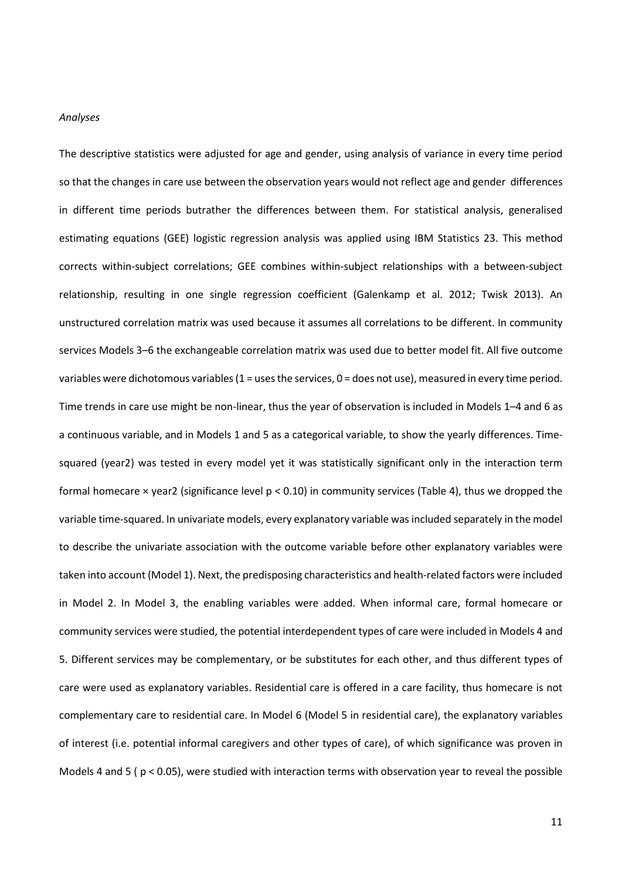*Analyses*

The descriptive statistics were adjusted for age and gender, using analysis of variance in every time period so that the changes in care use between the observation years would not reflect age and gender differences in different time periods butrather the differences between them. For statistical analysis, generalised estimating equations (GEE) logistic regression analysis was applied using IBM Statistics 23. This method corrects within-subject correlations; GEE combines within-subject relationships with a between-subject relationship, resulting in one single regression coefficient (Galenkamp et al. 2012; Twisk 2013). An unstructured correlation matrix was used because it assumes all correlations to be different. In community services Models 3–6 the exchangeable correlation matrix was used due to better model fit. All five outcome variables were dichotomous variables (1 = uses the services, 0 = does not use), measured in every time period. Time trends in care use might be non-linear, thus the year of observation is included in Models 1–4 and 6 as a continuous variable, and in Models 1 and 5 as a categorical variable, to show the yearly differences. Time-squared (year2) was tested in every model yet it was statistically significant only in the interaction term formal homecare × year2 (significance level $p < 0.10$) in community services (Table 4), thus we dropped the variable time-squared. In univariate models, every explanatory variable was included separately in the model to describe the univariate association with the outcome variable before other explanatory variables were taken into account (Model 1). Next, the predisposing characteristics and health-related factors were included in Model 2. In Model 3, the enabling variables were added. When informal care, formal homecare or community services were studied, the potential interdependent types of care were included in Models 4 and 5. Different services may be complementary, or be substitutes for each other, and thus different types of care were used as explanatory variables. Residential care is offered in a care facility, thus homecare is not complementary care to residential care. In Model 6 (Model 5 in residential care), the explanatory variables of interest (i.e. potential informal caregivers and other types of care), of which significance was proven in Models 4 and 5 ( $p < 0.05$), were studied with interaction terms with observation year to reveal the possible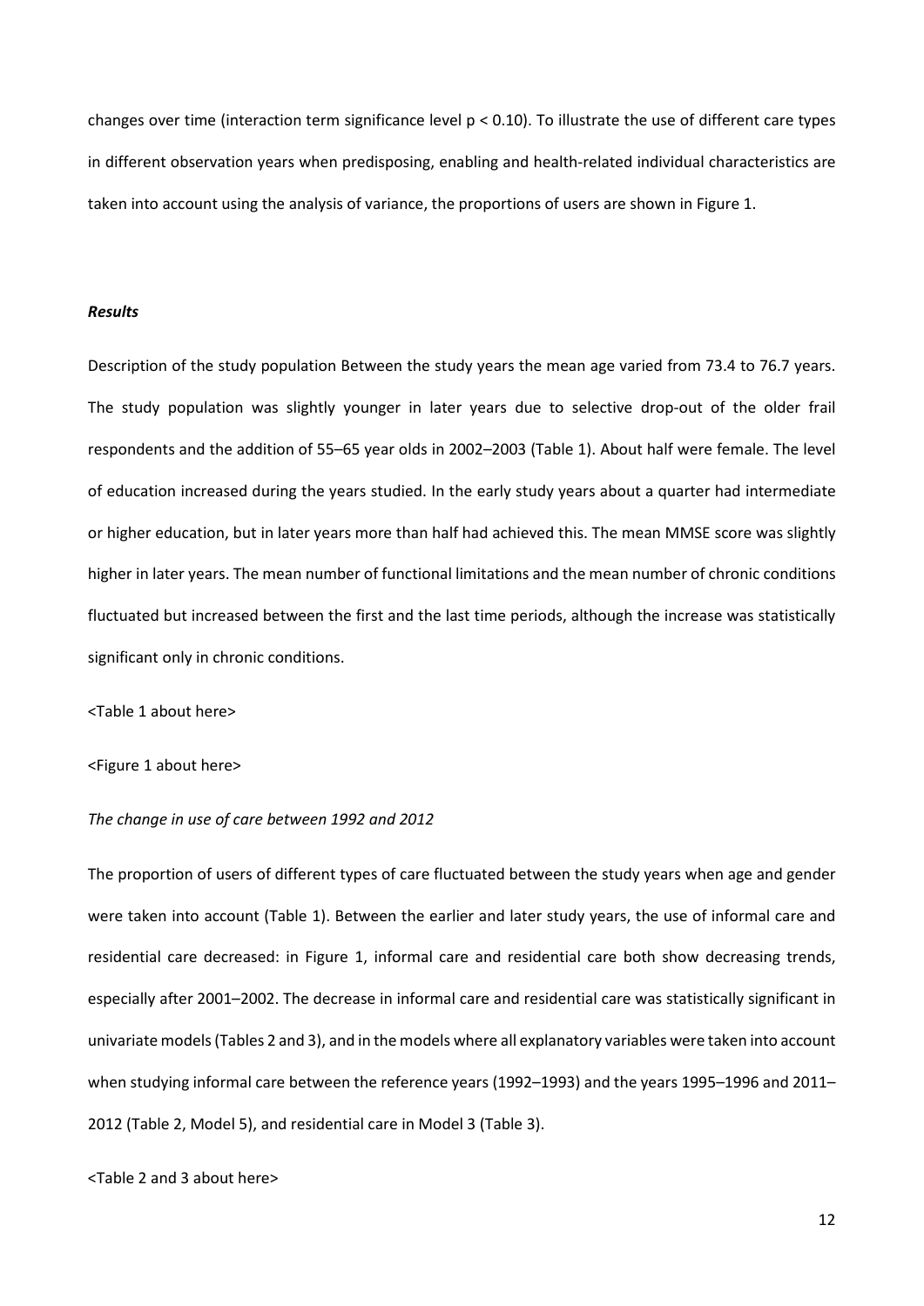changes over time (interaction term significance level $p < 0.10$). To illustrate the use of different care types in different observation years when predisposing, enabling and health-related individual characteristics are taken into account using the analysis of variance, the proportions of users are shown in Figure 1.

### *Results*

Description of the study population Between the study years the mean age varied from 73.4 to 76.7 years. The study population was slightly younger in later years due to selective drop-out of the older frail respondents and the addition of 55–65 year olds in 2002–2003 (Table 1). About half were female. The level of education increased during the years studied. In the early study years about a quarter had intermediate or higher education, but in later years more than half had achieved this. The mean MMSE score was slightly higher in later years. The mean number of functional limitations and the mean number of chronic conditions fluctuated but increased between the first and the last time periods, although the increase was statistically significant only in chronic conditions.

<Table 1 about here>

<Figure 1 about here>

*The change in use of care between 1992 and 2012*

The proportion of users of different types of care fluctuated between the study years when age and gender were taken into account (Table 1). Between the earlier and later study years, the use of informal care and residential care decreased: in Figure 1, informal care and residential care both show decreasing trends, especially after 2001–2002. The decrease in informal care and residential care was statistically significant in univariate models (Tables 2 and 3), and in the models where all explanatory variables were taken into account when studying informal care between the reference years (1992–1993) and the years 1995–1996 and 2011–2012 (Table 2, Model 5), and residential care in Model 3 (Table 3).

<Table 2 and 3 about here>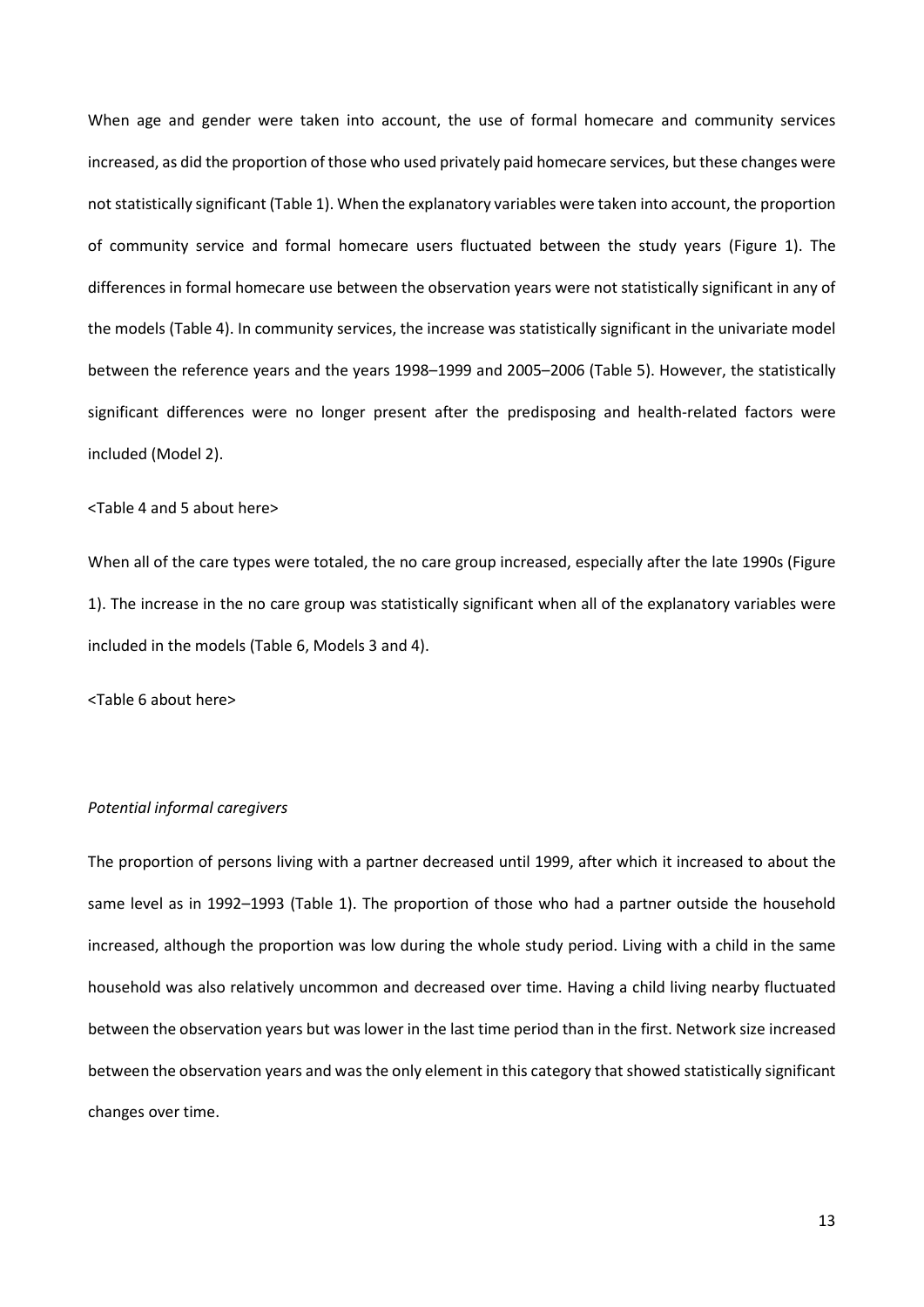When age and gender were taken into account, the use of formal homecare and community services increased, as did the proportion of those who used privately paid homecare services, but these changes were not statistically significant (Table 1). When the explanatory variables were taken into account, the proportion of community service and formal homecare users fluctuated between the study years (Figure 1). The differences in formal homecare use between the observation years were not statistically significant in any of the models (Table 4). In community services, the increase was statistically significant in the univariate model between the reference years and the years 1998–1999 and 2005–2006 (Table 5). However, the statistically significant differences were no longer present after the predisposing and health-related factors were included (Model 2).

<Table 4 and 5 about here>

When all of the care types were totaled, the no care group increased, especially after the late 1990s (Figure 1). The increase in the no care group was statistically significant when all of the explanatory variables were included in the models (Table 6, Models 3 and 4).

<Table 6 about here>

*Potential informal caregivers*

The proportion of persons living with a partner decreased until 1999, after which it increased to about the same level as in 1992–1993 (Table 1). The proportion of those who had a partner outside the household increased, although the proportion was low during the whole study period. Living with a child in the same household was also relatively uncommon and decreased over time. Having a child living nearby fluctuated between the observation years but was lower in the last time period than in the first. Network size increased between the observation years and was the only element in this category that showed statistically significant changes over time.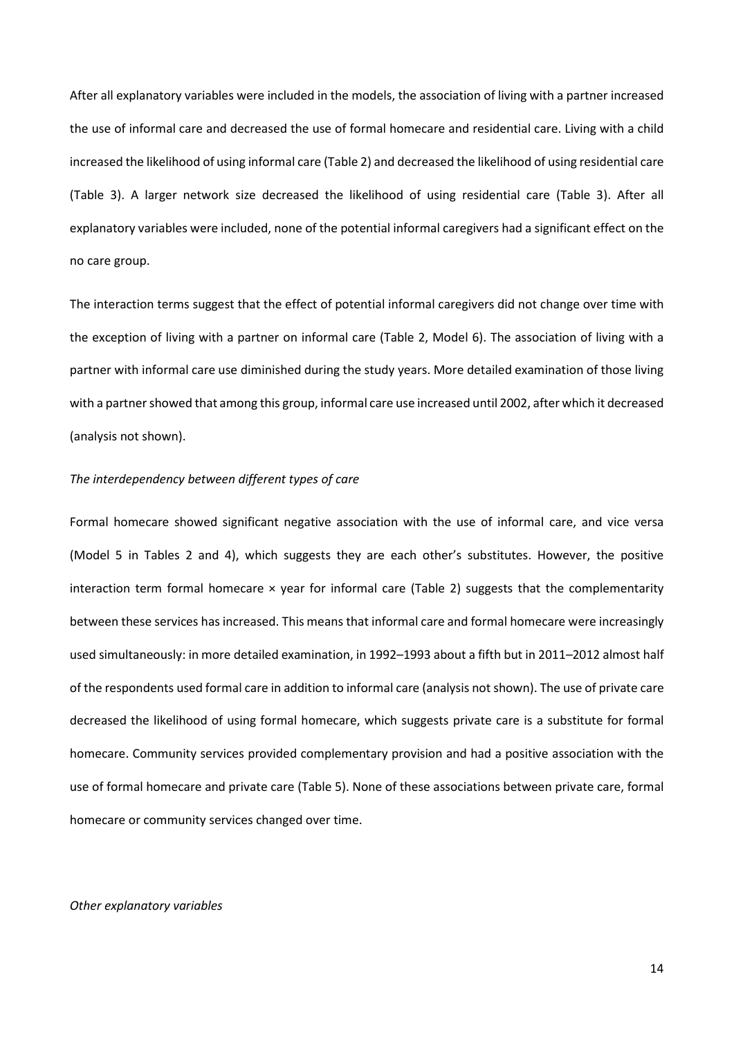After all explanatory variables were included in the models, the association of living with a partner increased the use of informal care and decreased the use of formal homecare and residential care. Living with a child increased the likelihood of using informal care (Table 2) and decreased the likelihood of using residential care (Table 3). A larger network size decreased the likelihood of using residential care (Table 3). After all explanatory variables were included, none of the potential informal caregivers had a significant effect on the no care group.

The interaction terms suggest that the effect of potential informal caregivers did not change over time with the exception of living with a partner on informal care (Table 2, Model 6). The association of living with a partner with informal care use diminished during the study years. More detailed examination of those living with a partner showed that among this group, informal care use increased until 2002, after which it decreased (analysis not shown).

*The interdependency between different types of care*

Formal homecare showed significant negative association with the use of informal care, and vice versa (Model 5 in Tables 2 and 4), which suggests they are each other's substitutes. However, the positive interaction term formal homecare × year for informal care (Table 2) suggests that the complementarity between these services has increased. This means that informal care and formal homecare were increasingly used simultaneously: in more detailed examination, in 1992–1993 about a fifth but in 2011–2012 almost half of the respondents used formal care in addition to informal care (analysis not shown). The use of private care decreased the likelihood of using formal homecare, which suggests private care is a substitute for formal homecare. Community services provided complementary provision and had a positive association with the use of formal homecare and private care (Table 5). None of these associations between private care, formal homecare or community services changed over time.

*Other explanatory variables*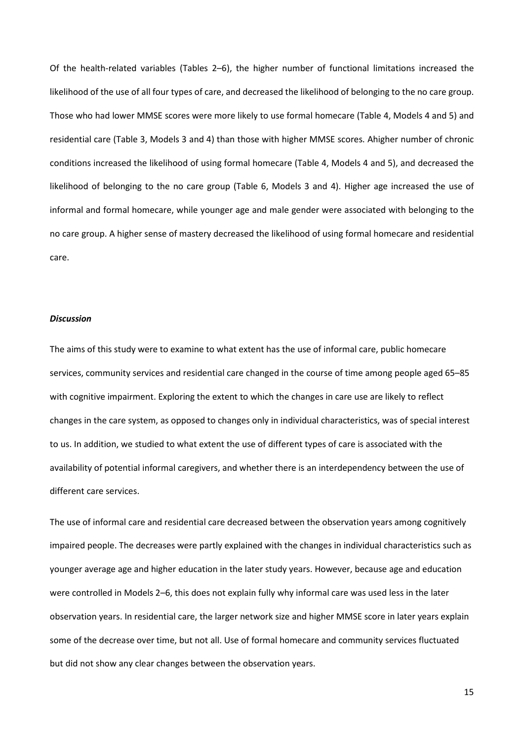Of the health-related variables (Tables 2–6), the higher number of functional limitations increased the likelihood of the use of all four types of care, and decreased the likelihood of belonging to the no care group. Those who had lower MMSE scores were more likely to use formal homecare (Table 4, Models 4 and 5) and residential care (Table 3, Models 3 and 4) than those with higher MMSE scores. Ahigher number of chronic conditions increased the likelihood of using formal homecare (Table 4, Models 4 and 5), and decreased the likelihood of belonging to the no care group (Table 6, Models 3 and 4). Higher age increased the use of informal and formal homecare, while younger age and male gender were associated with belonging to the no care group. A higher sense of mastery decreased the likelihood of using formal homecare and residential care.

### *Discussion*

The aims of this study were to examine to what extent has the use of informal care, public homecare services, community services and residential care changed in the course of time among people aged 65–85 with cognitive impairment. Exploring the extent to which the changes in care use are likely to reflect changes in the care system, as opposed to changes only in individual characteristics, was of special interest to us. In addition, we studied to what extent the use of different types of care is associated with the availability of potential informal caregivers, and whether there is an interdependency between the use of different care services.

The use of informal care and residential care decreased between the observation years among cognitively impaired people. The decreases were partly explained with the changes in individual characteristics such as younger average age and higher education in the later study years. However, because age and education were controlled in Models 2–6, this does not explain fully why informal care was used less in the later observation years. In residential care, the larger network size and higher MMSE score in later years explain some of the decrease over time, but not all. Use of formal homecare and community services fluctuated but did not show any clear changes between the observation years.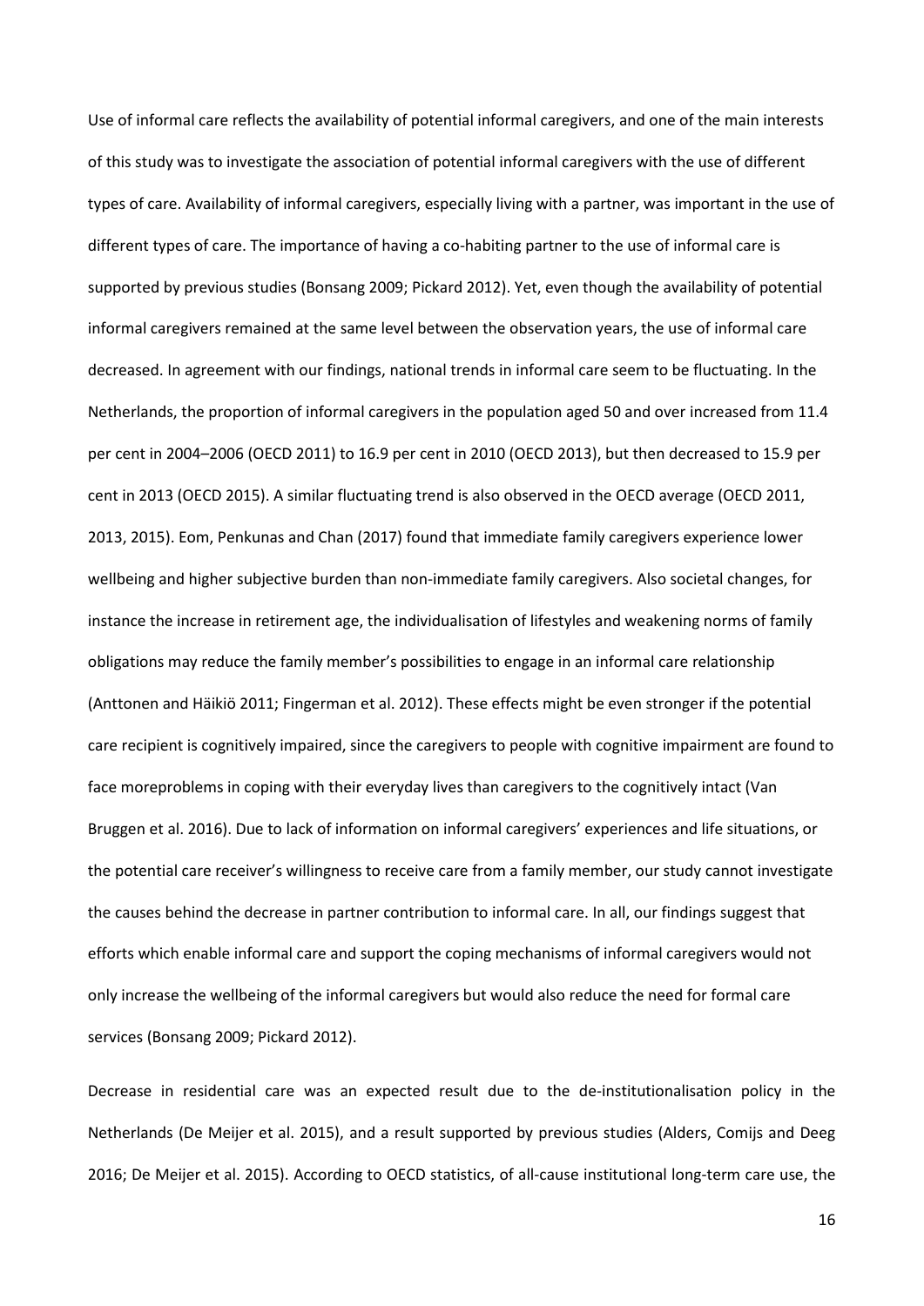Use of informal care reflects the availability of potential informal caregivers, and one of the main interests of this study was to investigate the association of potential informal caregivers with the use of different types of care. Availability of informal caregivers, especially living with a partner, was important in the use of different types of care. The importance of having a co-habiting partner to the use of informal care is supported by previous studies (Bonsang 2009; Pickard 2012). Yet, even though the availability of potential informal caregivers remained at the same level between the observation years, the use of informal care decreased. In agreement with our findings, national trends in informal care seem to be fluctuating. In the Netherlands, the proportion of informal caregivers in the population aged 50 and over increased from 11.4 per cent in 2004–2006 (OECD 2011) to 16.9 per cent in 2010 (OECD 2013), but then decreased to 15.9 per cent in 2013 (OECD 2015). A similar fluctuating trend is also observed in the OECD average (OECD 2011, 2013, 2015). Eom, Penkunas and Chan (2017) found that immediate family caregivers experience lower wellbeing and higher subjective burden than non-immediate family caregivers. Also societal changes, for instance the increase in retirement age, the individualisation of lifestyles and weakening norms of family obligations may reduce the family member's possibilities to engage in an informal care relationship (Anttonen and Häikiö 2011; Fingerman et al. 2012). These effects might be even stronger if the potential care recipient is cognitively impaired, since the caregivers to people with cognitive impairment are found to face moreproblems in coping with their everyday lives than caregivers to the cognitively intact (Van Bruggen et al. 2016). Due to lack of information on informal caregivers' experiences and life situations, or the potential care receiver's willingness to receive care from a family member, our study cannot investigate the causes behind the decrease in partner contribution to informal care. In all, our findings suggest that efforts which enable informal care and support the coping mechanisms of informal caregivers would not only increase the wellbeing of the informal caregivers but would also reduce the need for formal care services (Bonsang 2009; Pickard 2012).

Decrease in residential care was an expected result due to the de-institutionalisation policy in the Netherlands (De Meijer et al. 2015), and a result supported by previous studies (Alders, Comijs and Deeg 2016; De Meijer et al. 2015). According to OECD statistics, of all-cause institutional long-term care use, the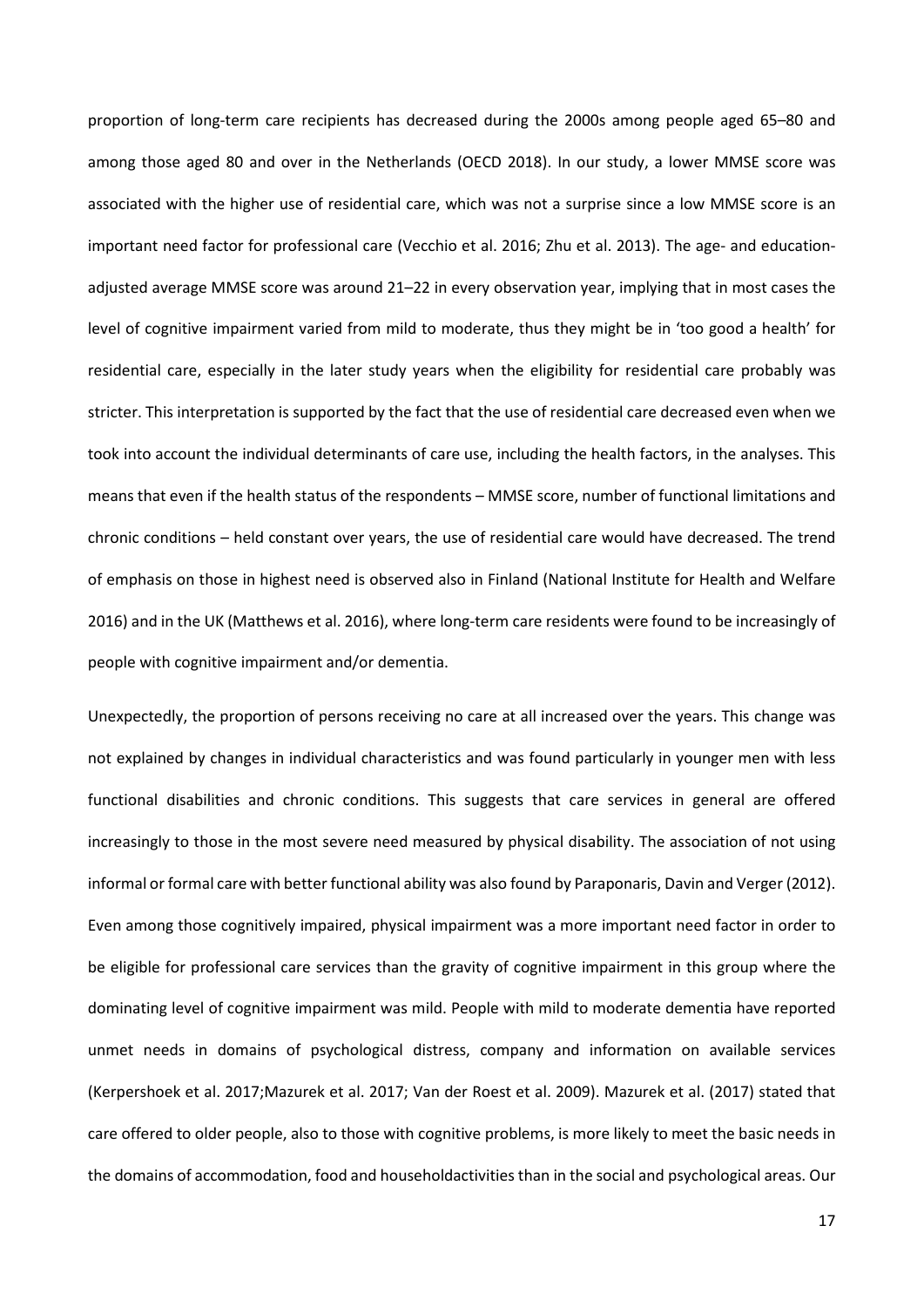proportion of long-term care recipients has decreased during the 2000s among people aged 65–80 and among those aged 80 and over in the Netherlands (OECD 2018). In our study, a lower MMSE score was associated with the higher use of residential care, which was not a surprise since a low MMSE score is an important need factor for professional care (Vecchio et al. 2016; Zhu et al. 2013). The age- and education-adjusted average MMSE score was around 21–22 in every observation year, implying that in most cases the level of cognitive impairment varied from mild to moderate, thus they might be in 'too good a health' for residential care, especially in the later study years when the eligibility for residential care probably was stricter. This interpretation is supported by the fact that the use of residential care decreased even when we took into account the individual determinants of care use, including the health factors, in the analyses. This means that even if the health status of the respondents – MMSE score, number of functional limitations and chronic conditions – held constant over years, the use of residential care would have decreased. The trend of emphasis on those in highest need is observed also in Finland (National Institute for Health and Welfare 2016) and in the UK (Matthews et al. 2016), where long-term care residents were found to be increasingly of people with cognitive impairment and/or dementia.

Unexpectedly, the proportion of persons receiving no care at all increased over the years. This change was not explained by changes in individual characteristics and was found particularly in younger men with less functional disabilities and chronic conditions. This suggests that care services in general are offered increasingly to those in the most severe need measured by physical disability. The association of not using informal or formal care with better functional ability was also found by Paraponaris, Davin and Verger (2012). Even among those cognitively impaired, physical impairment was a more important need factor in order to be eligible for professional care services than the gravity of cognitive impairment in this group where the dominating level of cognitive impairment was mild. People with mild to moderate dementia have reported unmet needs in domains of psychological distress, company and information on available services (Kerpershoek et al. 2017;Mazurek et al. 2017; Van der Roest et al. 2009). Mazurek et al. (2017) stated that care offered to older people, also to those with cognitive problems, is more likely to meet the basic needs in the domains of accommodation, food and householdactivities than in the social and psychological areas. Our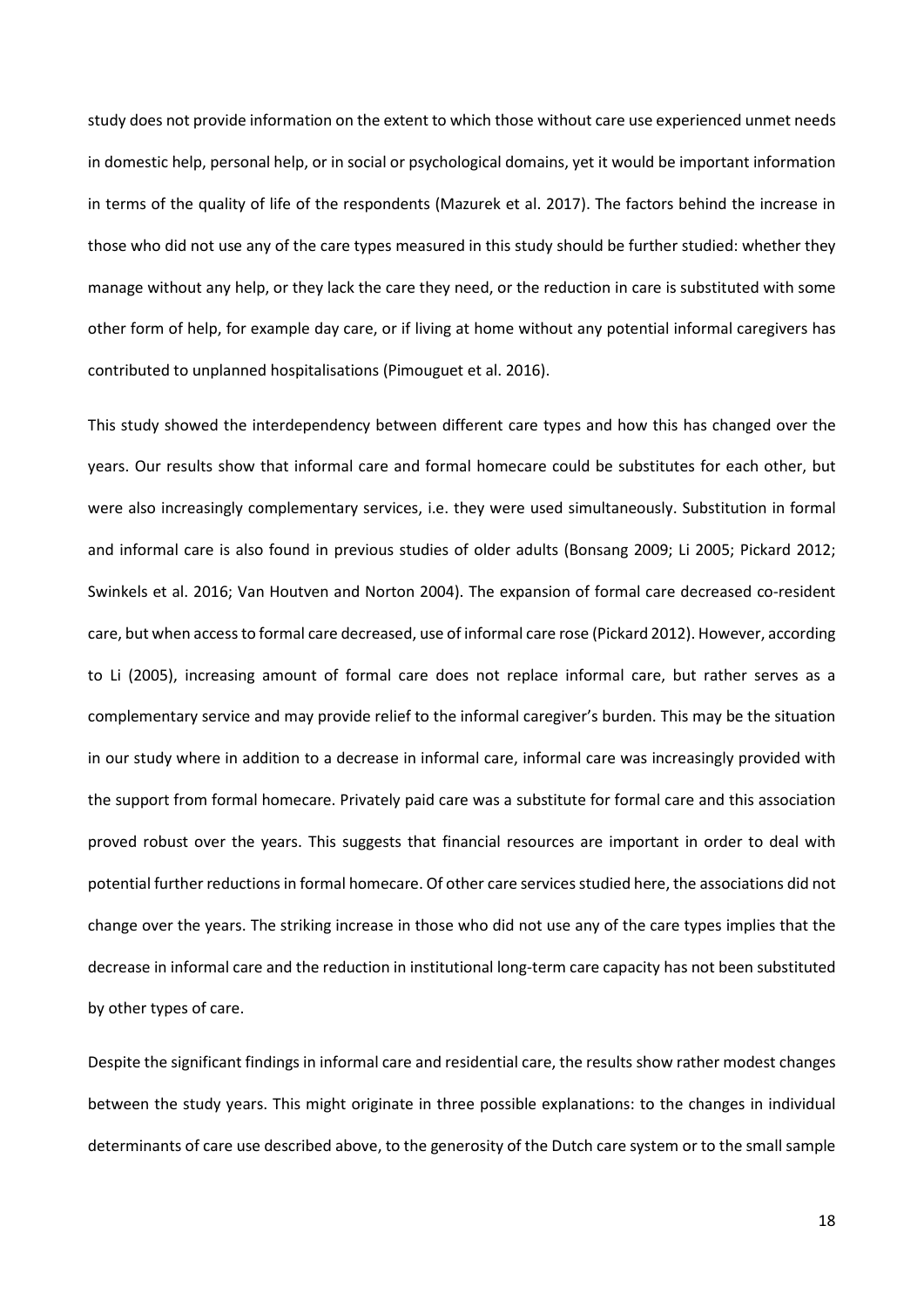study does not provide information on the extent to which those without care use experienced unmet needs in domestic help, personal help, or in social or psychological domains, yet it would be important information in terms of the quality of life of the respondents (Mazurek et al. 2017). The factors behind the increase in those who did not use any of the care types measured in this study should be further studied: whether they manage without any help, or they lack the care they need, or the reduction in care is substituted with some other form of help, for example day care, or if living at home without any potential informal caregivers has contributed to unplanned hospitalisations (Pimouguet et al. 2016).

This study showed the interdependency between different care types and how this has changed over the years. Our results show that informal care and formal homecare could be substitutes for each other, but were also increasingly complementary services, i.e. they were used simultaneously. Substitution in formal and informal care is also found in previous studies of older adults (Bonsang 2009; Li 2005; Pickard 2012; Swinkels et al. 2016; Van Houtven and Norton 2004). The expansion of formal care decreased co-resident care, but when access to formal care decreased, use of informal care rose (Pickard 2012). However, according to Li (2005), increasing amount of formal care does not replace informal care, but rather serves as a complementary service and may provide relief to the informal caregiver's burden. This may be the situation in our study where in addition to a decrease in informal care, informal care was increasingly provided with the support from formal homecare. Privately paid care was a substitute for formal care and this association proved robust over the years. This suggests that financial resources are important in order to deal with potential further reductions in formal homecare. Of other care services studied here, the associations did not change over the years. The striking increase in those who did not use any of the care types implies that the decrease in informal care and the reduction in institutional long-term care capacity has not been substituted by other types of care.

Despite the significant findings in informal care and residential care, the results show rather modest changes between the study years. This might originate in three possible explanations: to the changes in individual determinants of care use described above, to the generosity of the Dutch care system or to the small sample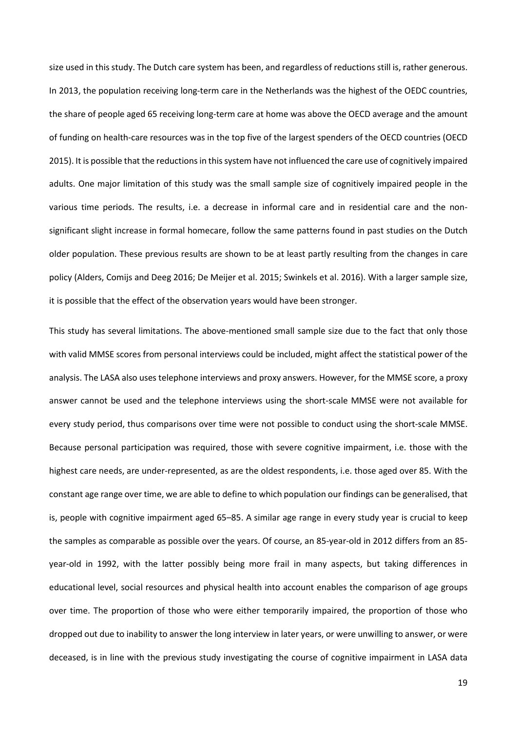size used in this study. The Dutch care system has been, and regardless of reductions still is, rather generous. In 2013, the population receiving long-term care in the Netherlands was the highest of the OEDC countries, the share of people aged 65 receiving long-term care at home was above the OECD average and the amount of funding on health-care resources was in the top five of the largest spenders of the OECD countries (OECD 2015). It is possible that the reductions in this system have not influenced the care use of cognitively impaired adults. One major limitation of this study was the small sample size of cognitively impaired people in the various time periods. The results, i.e. a decrease in informal care and in residential care and the non-significant slight increase in formal homecare, follow the same patterns found in past studies on the Dutch older population. These previous results are shown to be at least partly resulting from the changes in care policy (Alders, Comijs and Deeg 2016; De Meijer et al. 2015; Swinkels et al. 2016). With a larger sample size, it is possible that the effect of the observation years would have been stronger.

This study has several limitations. The above-mentioned small sample size due to the fact that only those with valid MMSE scores from personal interviews could be included, might affect the statistical power of the analysis. The LASA also uses telephone interviews and proxy answers. However, for the MMSE score, a proxy answer cannot be used and the telephone interviews using the short-scale MMSE were not available for every study period, thus comparisons over time were not possible to conduct using the short-scale MMSE. Because personal participation was required, those with severe cognitive impairment, i.e. those with the highest care needs, are under-represented, as are the oldest respondents, i.e. those aged over 85. With the constant age range over time, we are able to define to which population our findings can be generalised, that is, people with cognitive impairment aged 65–85. A similar age range in every study year is crucial to keep the samples as comparable as possible over the years. Of course, an 85-year-old in 2012 differs from an 85-year-old in 1992, with the latter possibly being more frail in many aspects, but taking differences in educational level, social resources and physical health into account enables the comparison of age groups over time. The proportion of those who were either temporarily impaired, the proportion of those who dropped out due to inability to answer the long interview in later years, or were unwilling to answer, or were deceased, is in line with the previous study investigating the course of cognitive impairment in LASA data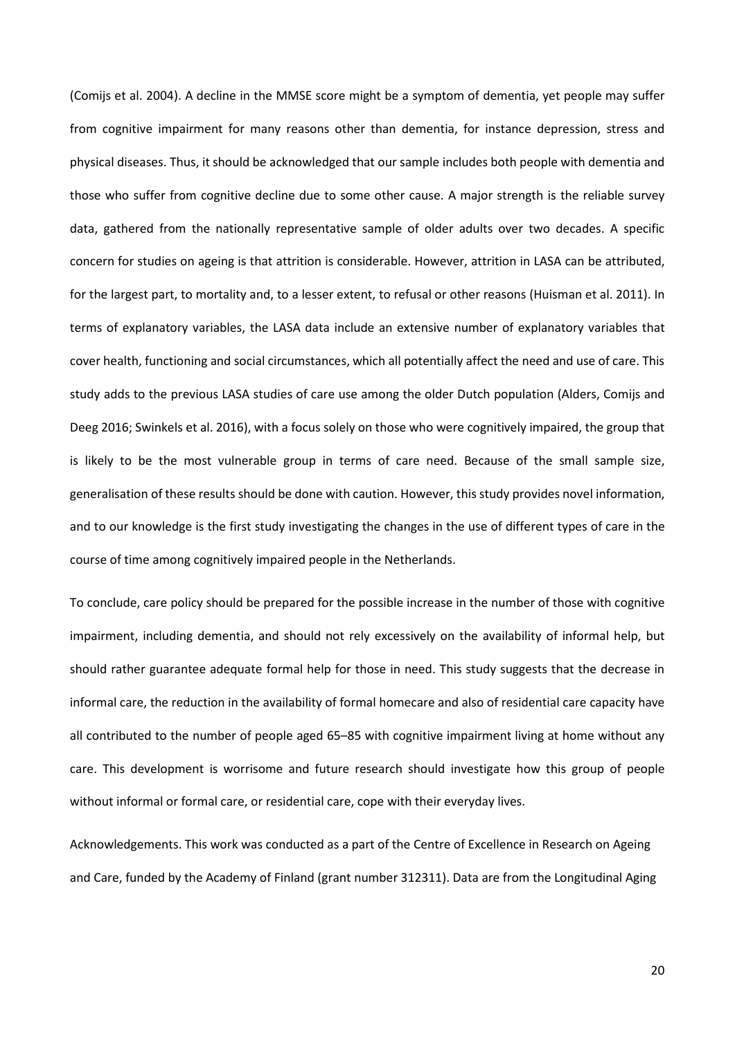(Comijs et al. 2004). A decline in the MMSE score might be a symptom of dementia, yet people may suffer from cognitive impairment for many reasons other than dementia, for instance depression, stress and physical diseases. Thus, it should be acknowledged that our sample includes both people with dementia and those who suffer from cognitive decline due to some other cause. A major strength is the reliable survey data, gathered from the nationally representative sample of older adults over two decades. A specific concern for studies on ageing is that attrition is considerable. However, attrition in LASA can be attributed, for the largest part, to mortality and, to a lesser extent, to refusal or other reasons (Huisman et al. 2011). In terms of explanatory variables, the LASA data include an extensive number of explanatory variables that cover health, functioning and social circumstances, which all potentially affect the need and use of care. This study adds to the previous LASA studies of care use among the older Dutch population (Alders, Comijs and Deeg 2016; Swinkels et al. 2016), with a focus solely on those who were cognitively impaired, the group that is likely to be the most vulnerable group in terms of care need. Because of the small sample size, generalisation of these results should be done with caution. However, this study provides novel information, and to our knowledge is the first study investigating the changes in the use of different types of care in the course of time among cognitively impaired people in the Netherlands.

To conclude, care policy should be prepared for the possible increase in the number of those with cognitive impairment, including dementia, and should not rely excessively on the availability of informal help, but should rather guarantee adequate formal help for those in need. This study suggests that the decrease in informal care, the reduction in the availability of formal homecare and also of residential care capacity have all contributed to the number of people aged 65–85 with cognitive impairment living at home without any care. This development is worrisome and future research should investigate how this group of people without informal or formal care, or residential care, cope with their everyday lives.

Acknowledgements. This work was conducted as a part of the Centre of Excellence in Research on Ageing and Care, funded by the Academy of Finland (grant number 312311). Data are from the Longitudinal Aging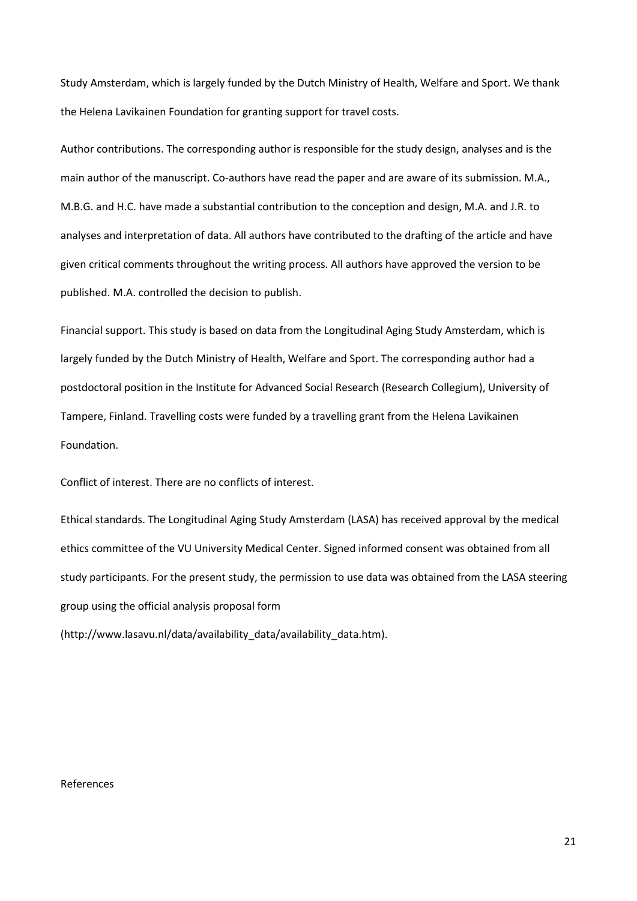Study Amsterdam, which is largely funded by the Dutch Ministry of Health, Welfare and Sport. We thank the Helena Lavikainen Foundation for granting support for travel costs.

Author contributions. The corresponding author is responsible for the study design, analyses and is the main author of the manuscript. Co-authors have read the paper and are aware of its submission. M.A., M.B.G. and H.C. have made a substantial contribution to the conception and design, M.A. and J.R. to analyses and interpretation of data. All authors have contributed to the drafting of the article and have given critical comments throughout the writing process. All authors have approved the version to be published. M.A. controlled the decision to publish.

Financial support. This study is based on data from the Longitudinal Aging Study Amsterdam, which is largely funded by the Dutch Ministry of Health, Welfare and Sport. The corresponding author had a postdoctoral position in the Institute for Advanced Social Research (Research Collegium), University of Tampere, Finland. Travelling costs were funded by a travelling grant from the Helena Lavikainen Foundation.

Conflict of interest. There are no conflicts of interest.

Ethical standards. The Longitudinal Aging Study Amsterdam (LASA) has received approval by the medical ethics committee of the VU University Medical Center. Signed informed consent was obtained from all study participants. For the present study, the permission to use data was obtained from the LASA steering group using the official analysis proposal form (http://www.lasavu.nl/data/availability_data/availability_data.htm).

References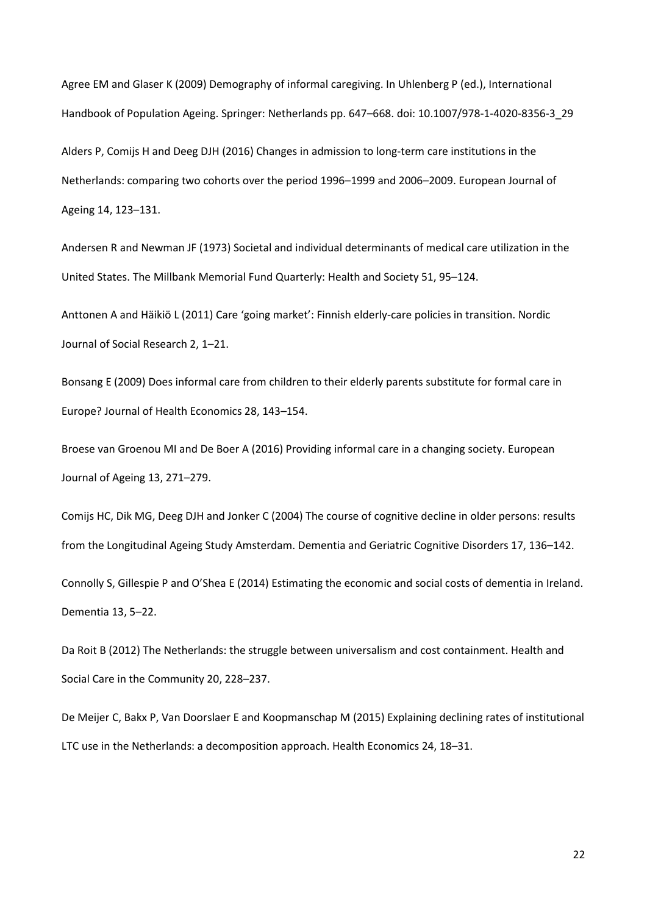Agree EM and Glaser K (2009) Demography of informal caregiving. In Uhlenberg P (ed.), International Handbook of Population Ageing. Springer: Netherlands pp. 647–668. doi: 10.1007/978-1-4020-8356-3_29

Alders P, Comijs H and Deeg DJH (2016) Changes in admission to long-term care institutions in the Netherlands: comparing two cohorts over the period 1996–1999 and 2006–2009. European Journal of Ageing 14, 123–131.

Andersen R and Newman JF (1973) Societal and individual determinants of medical care utilization in the United States. The Millbank Memorial Fund Quarterly: Health and Society 51, 95–124.

Anttonen A and Häikiö L (2011) Care 'going market': Finnish elderly-care policies in transition. Nordic Journal of Social Research 2, 1–21.

Bonsang E (2009) Does informal care from children to their elderly parents substitute for formal care in Europe? Journal of Health Economics 28, 143–154.

Broese van Groenou MI and De Boer A (2016) Providing informal care in a changing society. European Journal of Ageing 13, 271–279.

Comijs HC, Dik MG, Deeg DJH and Jonker C (2004) The course of cognitive decline in older persons: results from the Longitudinal Ageing Study Amsterdam. Dementia and Geriatric Cognitive Disorders 17, 136–142.

Connolly S, Gillespie P and O'Shea E (2014) Estimating the economic and social costs of dementia in Ireland. Dementia 13, 5–22.

Da Roit B (2012) The Netherlands: the struggle between universalism and cost containment. Health and Social Care in the Community 20, 228–237.

De Meijer C, Bakx P, Van Doorslaer E and Koopmanschap M (2015) Explaining declining rates of institutional LTC use in the Netherlands: a decomposition approach. Health Economics 24, 18–31.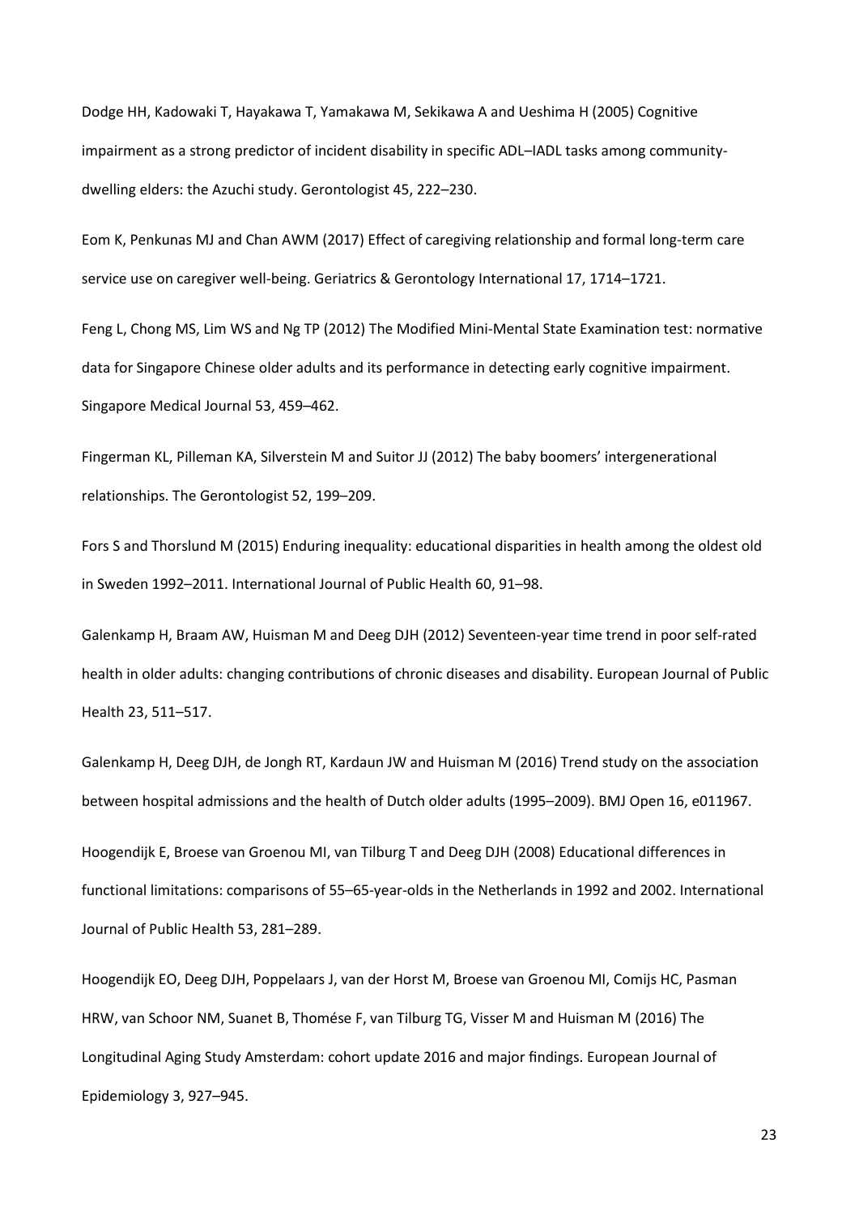Dodge HH, Kadowaki T, Hayakawa T, Yamakawa M, Sekikawa A and Ueshima H (2005) Cognitive impairment as a strong predictor of incident disability in specific ADL–IADL tasks among community-dwelling elders: the Azuchi study. Gerontologist 45, 222–230.

Eom K, Penkunas MJ and Chan AWM (2017) Effect of caregiving relationship and formal long-term care service use on caregiver well-being. Geriatrics & Gerontology International 17, 1714–1721.

Feng L, Chong MS, Lim WS and Ng TP (2012) The Modified Mini-Mental State Examination test: normative data for Singapore Chinese older adults and its performance in detecting early cognitive impairment. Singapore Medical Journal 53, 459–462.

Fingerman KL, Pilleman KA, Silverstein M and Suitor JJ (2012) The baby boomers' intergenerational relationships. The Gerontologist 52, 199–209.

Fors S and Thorslund M (2015) Enduring inequality: educational disparities in health among the oldest old in Sweden 1992–2011. International Journal of Public Health 60, 91–98.

Galenkamp H, Braam AW, Huisman M and Deeg DJH (2012) Seventeen-year time trend in poor self-rated health in older adults: changing contributions of chronic diseases and disability. European Journal of Public Health 23, 511–517.

Galenkamp H, Deeg DJH, de Jongh RT, Kardaun JW and Huisman M (2016) Trend study on the association between hospital admissions and the health of Dutch older adults (1995–2009). BMJ Open 16, e011967.

Hoogendijk E, Broese van Groenou MI, van Tilburg T and Deeg DJH (2008) Educational differences in functional limitations: comparisons of 55–65-year-olds in the Netherlands in 1992 and 2002. International Journal of Public Health 53, 281–289.

Hoogendijk EO, Deeg DJH, Poppelaars J, van der Horst M, Broese van Groenou MI, Comijs HC, Pasman HRW, van Schoor NM, Suanet B, Thomése F, van Tilburg TG, Visser M and Huisman M (2016) The Longitudinal Aging Study Amsterdam: cohort update 2016 and major findings. European Journal of Epidemiology 3, 927–945.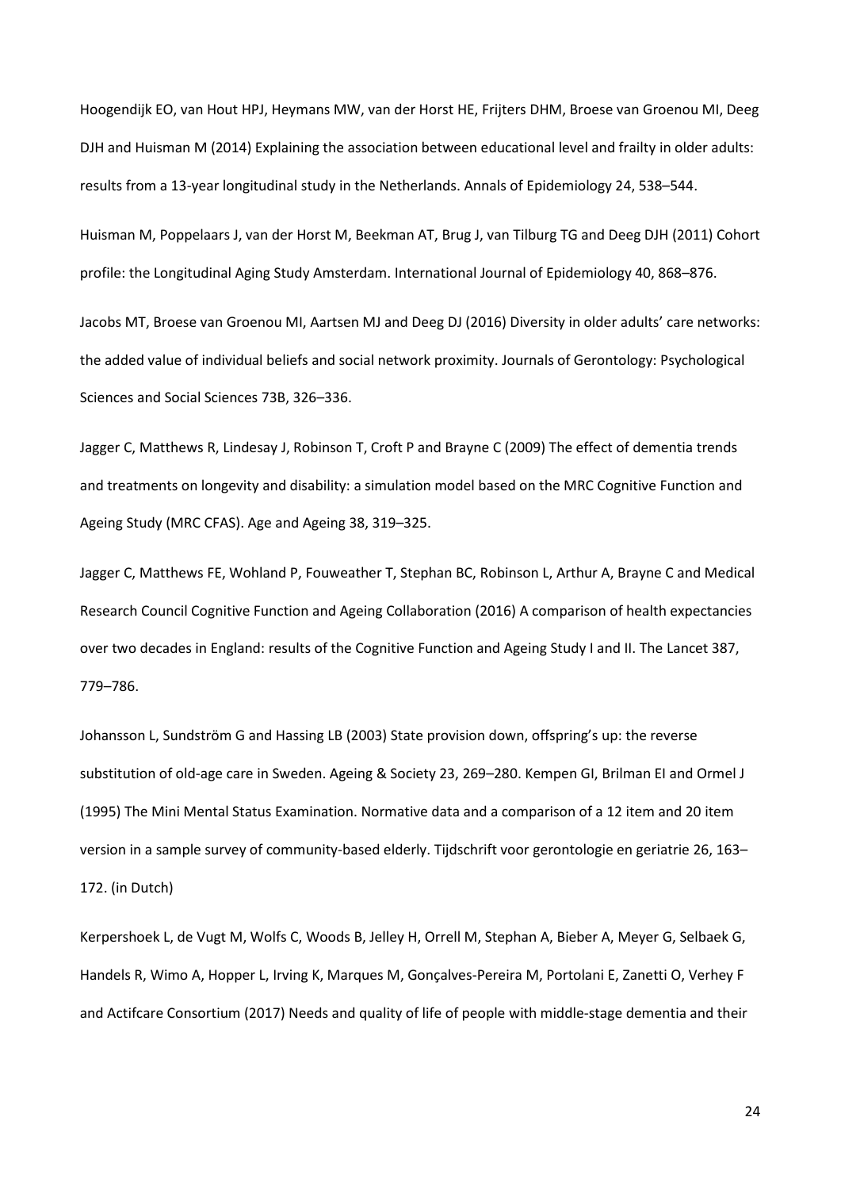Hoogendijk EO, van Hout HPJ, Heymans MW, van der Horst HE, Frijters DHM, Broese van Groenou MI, Deeg DJH and Huisman M (2014) Explaining the association between educational level and frailty in older adults: results from a 13-year longitudinal study in the Netherlands. Annals of Epidemiology 24, 538–544.

Huisman M, Poppelaars J, van der Horst M, Beekman AT, Brug J, van Tilburg TG and Deeg DJH (2011) Cohort profile: the Longitudinal Aging Study Amsterdam. International Journal of Epidemiology 40, 868–876.

Jacobs MT, Broese van Groenou MI, Aartsen MJ and Deeg DJ (2016) Diversity in older adults' care networks: the added value of individual beliefs and social network proximity. Journals of Gerontology: Psychological Sciences and Social Sciences 73B, 326–336.

Jagger C, Matthews R, Lindesay J, Robinson T, Croft P and Brayne C (2009) The effect of dementia trends and treatments on longevity and disability: a simulation model based on the MRC Cognitive Function and Ageing Study (MRC CFAS). Age and Ageing 38, 319–325.

Jagger C, Matthews FE, Wohland P, Fouweather T, Stephan BC, Robinson L, Arthur A, Brayne C and Medical Research Council Cognitive Function and Ageing Collaboration (2016) A comparison of health expectancies over two decades in England: results of the Cognitive Function and Ageing Study I and II. The Lancet 387, 779–786.

Johansson L, Sundström G and Hassing LB (2003) State provision down, offspring's up: the reverse substitution of old-age care in Sweden. Ageing & Society 23, 269–280. Kempen GI, Brilman EI and Ormel J (1995) The Mini Mental Status Examination. Normative data and a comparison of a 12 item and 20 item version in a sample survey of community-based elderly. Tijdschrift voor gerontologie en geriatrie 26, 163–172. (in Dutch)

Kerpershoek L, de Vugt M, Wolfs C, Woods B, Jelley H, Orrell M, Stephan A, Bieber A, Meyer G, Selbaek G, Handels R, Wimo A, Hopper L, Irving K, Marques M, Gonçalves-Pereira M, Portolani E, Zanetti O, Verhey F and Actifcare Consortium (2017) Needs and quality of life of people with middle-stage dementia and their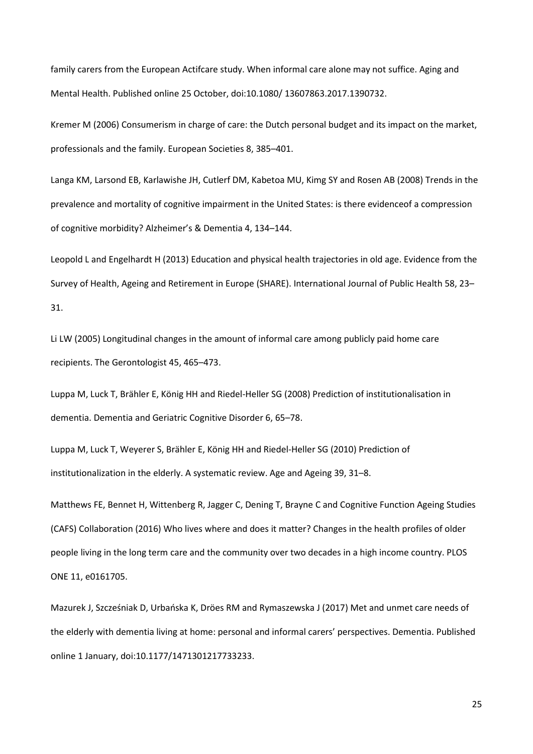family carers from the European Actifcare study. When informal care alone may not suffice. Aging and Mental Health. Published online 25 October, doi:10.1080/ 13607863.2017.1390732.

Kremer M (2006) Consumerism in charge of care: the Dutch personal budget and its impact on the market, professionals and the family. European Societies 8, 385–401.

Langa KM, Larsond EB, Karlawishe JH, Cutlerf DM, Kabetoa MU, Kimg SY and Rosen AB (2008) Trends in the prevalence and mortality of cognitive impairment in the United States: is there evidenceof a compression of cognitive morbidity? Alzheimer's & Dementia 4, 134–144.

Leopold L and Engelhardt H (2013) Education and physical health trajectories in old age. Evidence from the Survey of Health, Ageing and Retirement in Europe (SHARE). International Journal of Public Health 58, 23–31.

Li LW (2005) Longitudinal changes in the amount of informal care among publicly paid home care recipients. The Gerontologist 45, 465–473.

Luppa M, Luck T, Brähler E, König HH and Riedel-Heller SG (2008) Prediction of institutionalisation in dementia. Dementia and Geriatric Cognitive Disorder 6, 65–78.

Luppa M, Luck T, Weyerer S, Brähler E, König HH and Riedel-Heller SG (2010) Prediction of institutionalization in the elderly. A systematic review. Age and Ageing 39, 31–8.

Matthews FE, Bennet H, Wittenberg R, Jagger C, Dening T, Brayne C and Cognitive Function Ageing Studies (CAFS) Collaboration (2016) Who lives where and does it matter? Changes in the health profiles of older people living in the long term care and the community over two decades in a high income country. PLOS ONE 11, e0161705.

Mazurek J, Szcześniak D, Urbańska K, Dröes RM and Rymaszewska J (2017) Met and unmet care needs of the elderly with dementia living at home: personal and informal carers' perspectives. Dementia. Published online 1 January, doi:10.1177/1471301217733233.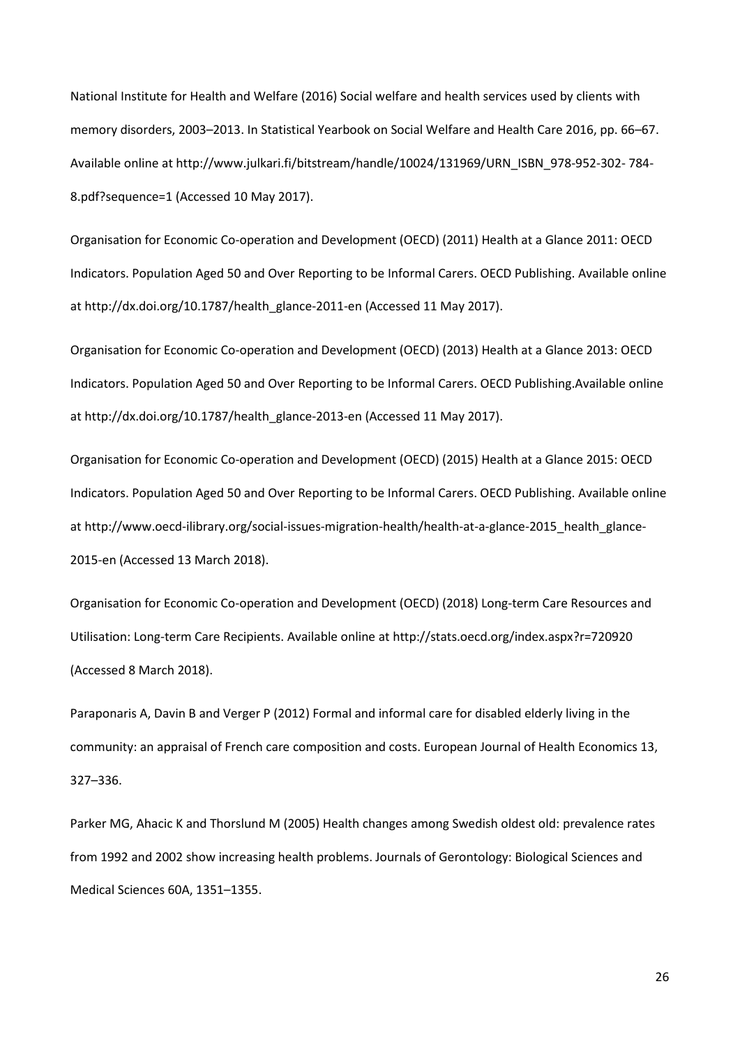National Institute for Health and Welfare (2016) Social welfare and health services used by clients with memory disorders, 2003–2013. In Statistical Yearbook on Social Welfare and Health Care 2016, pp. 66–67. Available online at http://www.julkari.fi/bitstream/handle/10024/131969/URN_ISBN_978-952-302- 784-8.pdf?sequence=1 (Accessed 10 May 2017).

Organisation for Economic Co-operation and Development (OECD) (2011) Health at a Glance 2011: OECD Indicators. Population Aged 50 and Over Reporting to be Informal Carers. OECD Publishing. Available online at http://dx.doi.org/10.1787/health_glance-2011-en (Accessed 11 May 2017).

Organisation for Economic Co-operation and Development (OECD) (2013) Health at a Glance 2013: OECD Indicators. Population Aged 50 and Over Reporting to be Informal Carers. OECD Publishing.Available online at http://dx.doi.org/10.1787/health_glance-2013-en (Accessed 11 May 2017).

Organisation for Economic Co-operation and Development (OECD) (2015) Health at a Glance 2015: OECD Indicators. Population Aged 50 and Over Reporting to be Informal Carers. OECD Publishing. Available online at http://www.oecd-ilibrary.org/social-issues-migration-health/health-at-a-glance-2015_health_glance-2015-en (Accessed 13 March 2018).

Organisation for Economic Co-operation and Development (OECD) (2018) Long-term Care Resources and Utilisation: Long-term Care Recipients. Available online at http://stats.oecd.org/index.aspx?r=720920 (Accessed 8 March 2018).

Paraponaris A, Davin B and Verger P (2012) Formal and informal care for disabled elderly living in the community: an appraisal of French care composition and costs. European Journal of Health Economics 13, 327–336.

Parker MG, Ahacic K and Thorslund M (2005) Health changes among Swedish oldest old: prevalence rates from 1992 and 2002 show increasing health problems. Journals of Gerontology: Biological Sciences and Medical Sciences 60A, 1351–1355.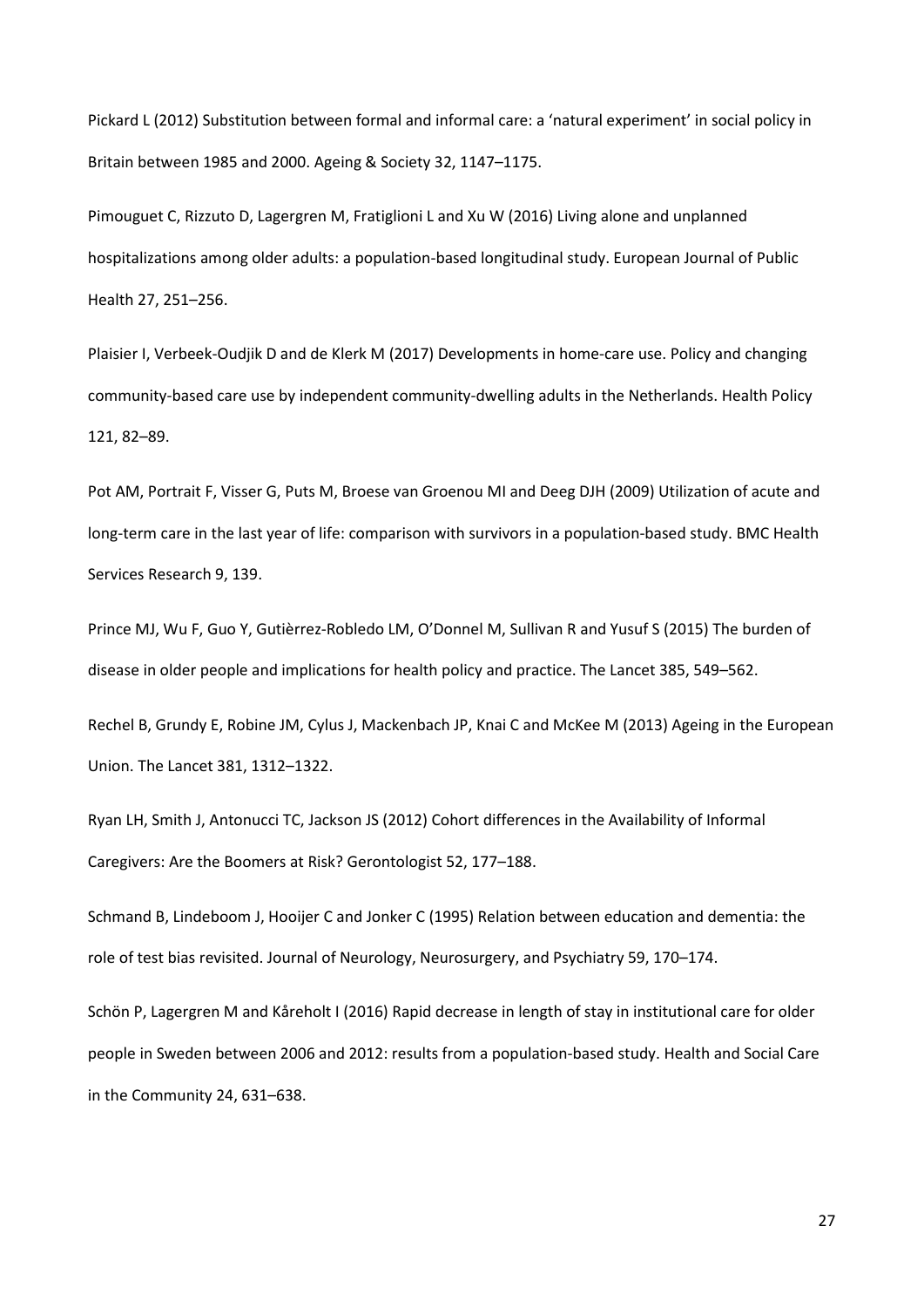Pickard L (2012) Substitution between formal and informal care: a 'natural experiment' in social policy in Britain between 1985 and 2000. Ageing & Society 32, 1147–1175.

Pimouguet C, Rizzuto D, Lagergren M, Fratiglioni L and Xu W (2016) Living alone and unplanned hospitalizations among older adults: a population-based longitudinal study. European Journal of Public Health 27, 251–256.

Plaisier I, Verbeek-Oudjik D and de Klerk M (2017) Developments in home-care use. Policy and changing community-based care use by independent community-dwelling adults in the Netherlands. Health Policy 121, 82–89.

Pot AM, Portrait F, Visser G, Puts M, Broese van Groenou MI and Deeg DJH (2009) Utilization of acute and long-term care in the last year of life: comparison with survivors in a population-based study. BMC Health Services Research 9, 139.

Prince MJ, Wu F, Guo Y, Gutièrrez-Robledo LM, O'Donnel M, Sullivan R and Yusuf S (2015) The burden of disease in older people and implications for health policy and practice. The Lancet 385, 549–562.

Rechel B, Grundy E, Robine JM, Cylus J, Mackenbach JP, Knai C and McKee M (2013) Ageing in the European Union. The Lancet 381, 1312–1322.

Ryan LH, Smith J, Antonucci TC, Jackson JS (2012) Cohort differences in the Availability of Informal Caregivers: Are the Boomers at Risk? Gerontologist 52, 177–188.

Schmand B, Lindeboom J, Hooijer C and Jonker C (1995) Relation between education and dementia: the role of test bias revisited. Journal of Neurology, Neurosurgery, and Psychiatry 59, 170–174.

Schön P, Lagergren M and Kåreholt I (2016) Rapid decrease in length of stay in institutional care for older people in Sweden between 2006 and 2012: results from a population-based study. Health and Social Care in the Community 24, 631–638.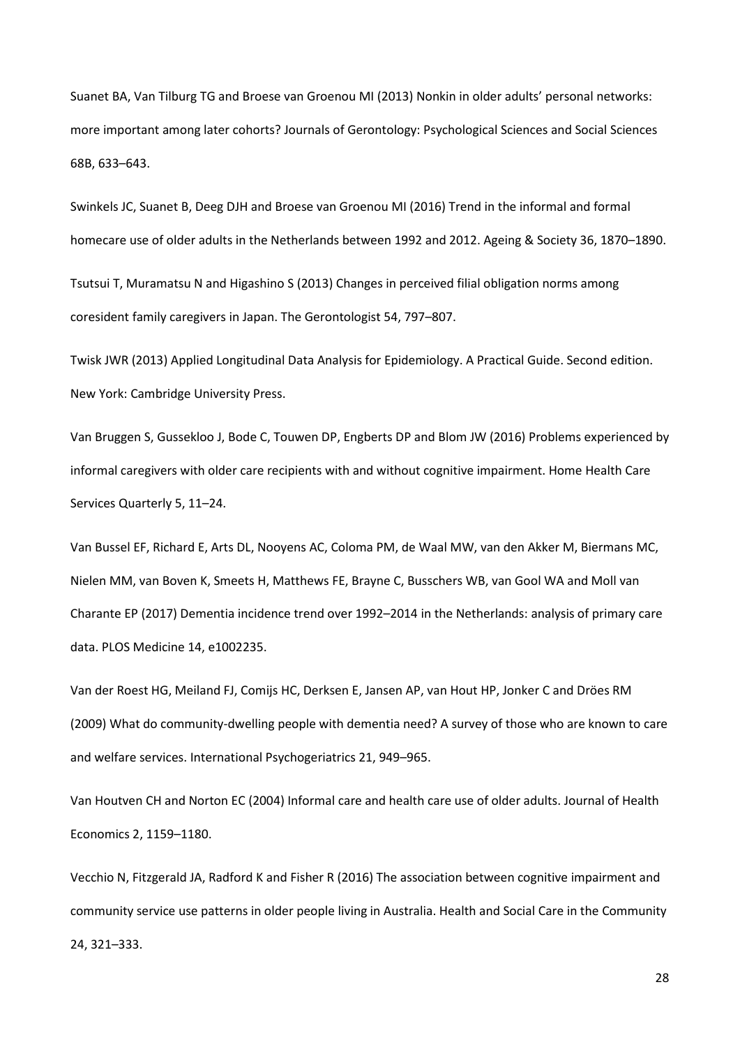Suanet BA, Van Tilburg TG and Broese van Groenou MI (2013) Nonkin in older adults' personal networks: more important among later cohorts? Journals of Gerontology: Psychological Sciences and Social Sciences 68B, 633–643.

Swinkels JC, Suanet B, Deeg DJH and Broese van Groenou MI (2016) Trend in the informal and formal homecare use of older adults in the Netherlands between 1992 and 2012. Ageing & Society 36, 1870–1890.

Tsutsui T, Muramatsu N and Higashino S (2013) Changes in perceived filial obligation norms among coresident family caregivers in Japan. The Gerontologist 54, 797–807.

Twisk JWR (2013) Applied Longitudinal Data Analysis for Epidemiology. A Practical Guide. Second edition. New York: Cambridge University Press.

Van Bruggen S, Gussekloo J, Bode C, Touwen DP, Engberts DP and Blom JW (2016) Problems experienced by informal caregivers with older care recipients with and without cognitive impairment. Home Health Care Services Quarterly 5, 11–24.

Van Bussel EF, Richard E, Arts DL, Nooyens AC, Coloma PM, de Waal MW, van den Akker M, Biermans MC, Nielen MM, van Boven K, Smeets H, Matthews FE, Brayne C, Busschers WB, van Gool WA and Moll van Charante EP (2017) Dementia incidence trend over 1992–2014 in the Netherlands: analysis of primary care data. PLOS Medicine 14, e1002235.

Van der Roest HG, Meiland FJ, Comijs HC, Derksen E, Jansen AP, van Hout HP, Jonker C and Dröes RM (2009) What do community-dwelling people with dementia need? A survey of those who are known to care and welfare services. International Psychogeriatrics 21, 949–965.

Van Houtven CH and Norton EC (2004) Informal care and health care use of older adults. Journal of Health Economics 2, 1159–1180.

Vecchio N, Fitzgerald JA, Radford K and Fisher R (2016) The association between cognitive impairment and community service use patterns in older people living in Australia. Health and Social Care in the Community 24, 321–333.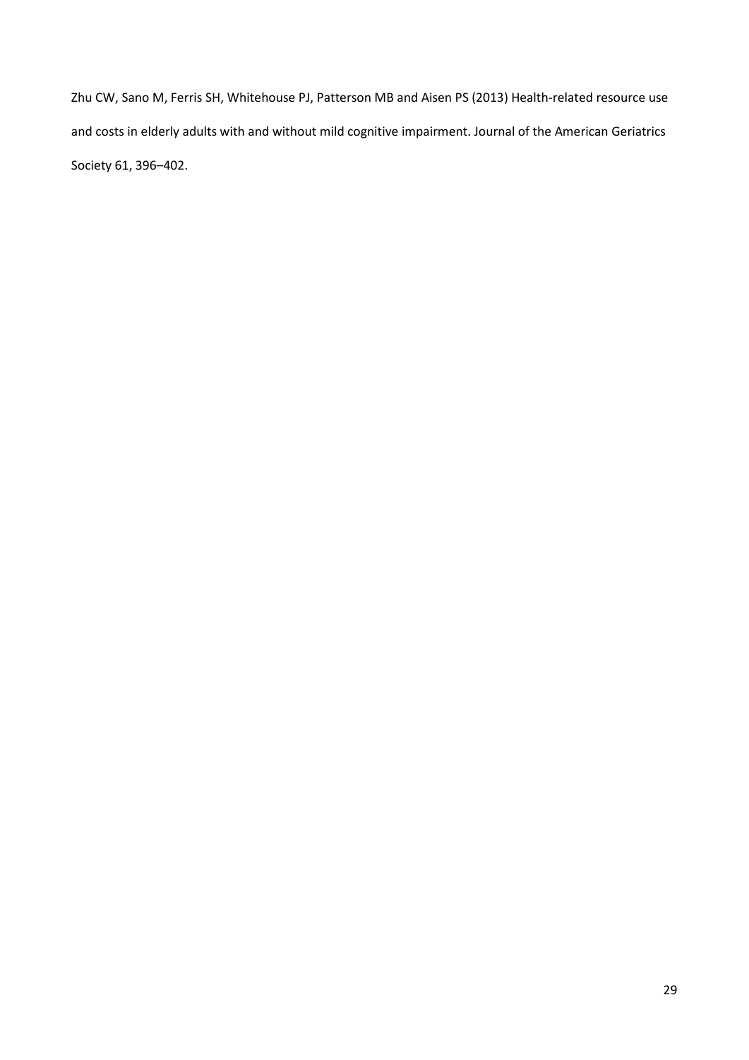Zhu CW, Sano M, Ferris SH, Whitehouse PJ, Patterson MB and Aisen PS (2013) Health-related resource use and costs in elderly adults with and without mild cognitive impairment. Journal of the American Geriatrics Society 61, 396–402.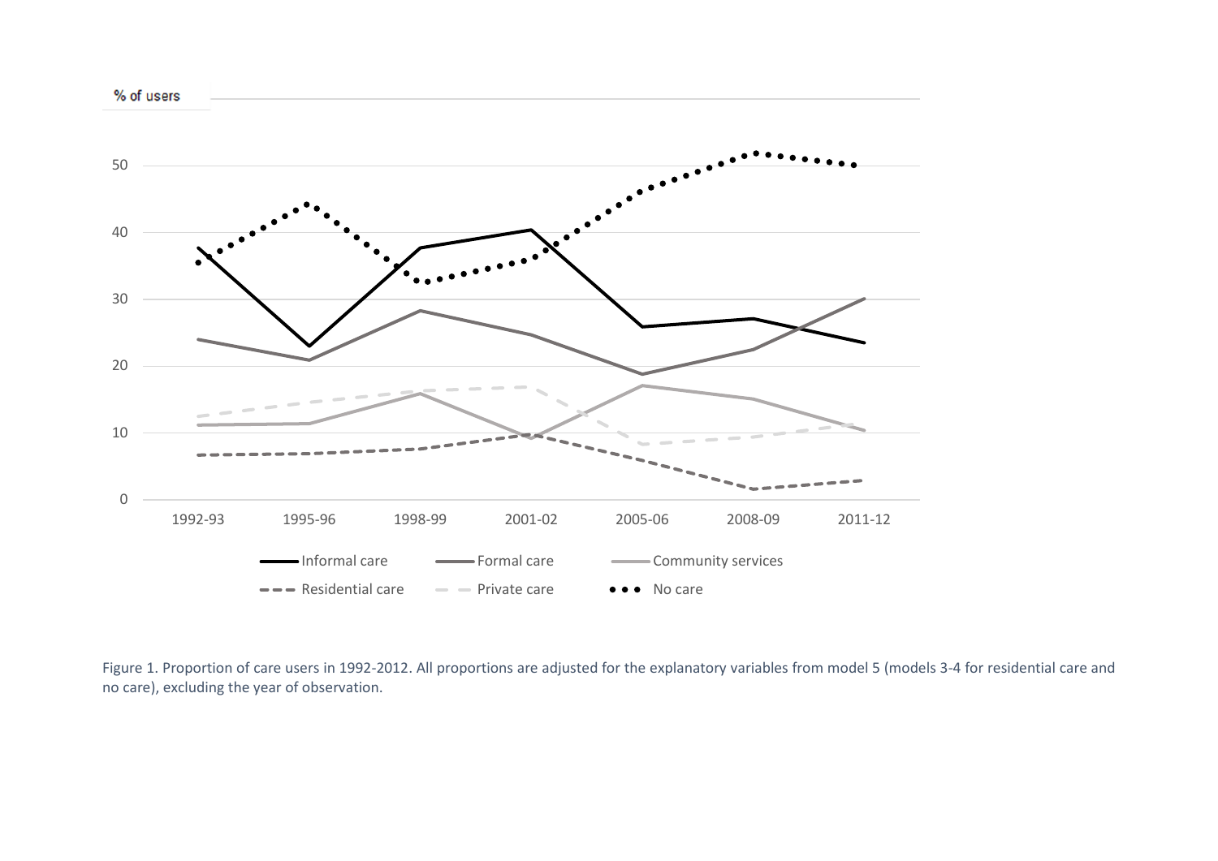Figure 1. Proportion of care users in 1992-2012. All proportions are adjusted for the explanatory variables from model 5 (models 3-4 for residential care and no care), excluding the year of observation.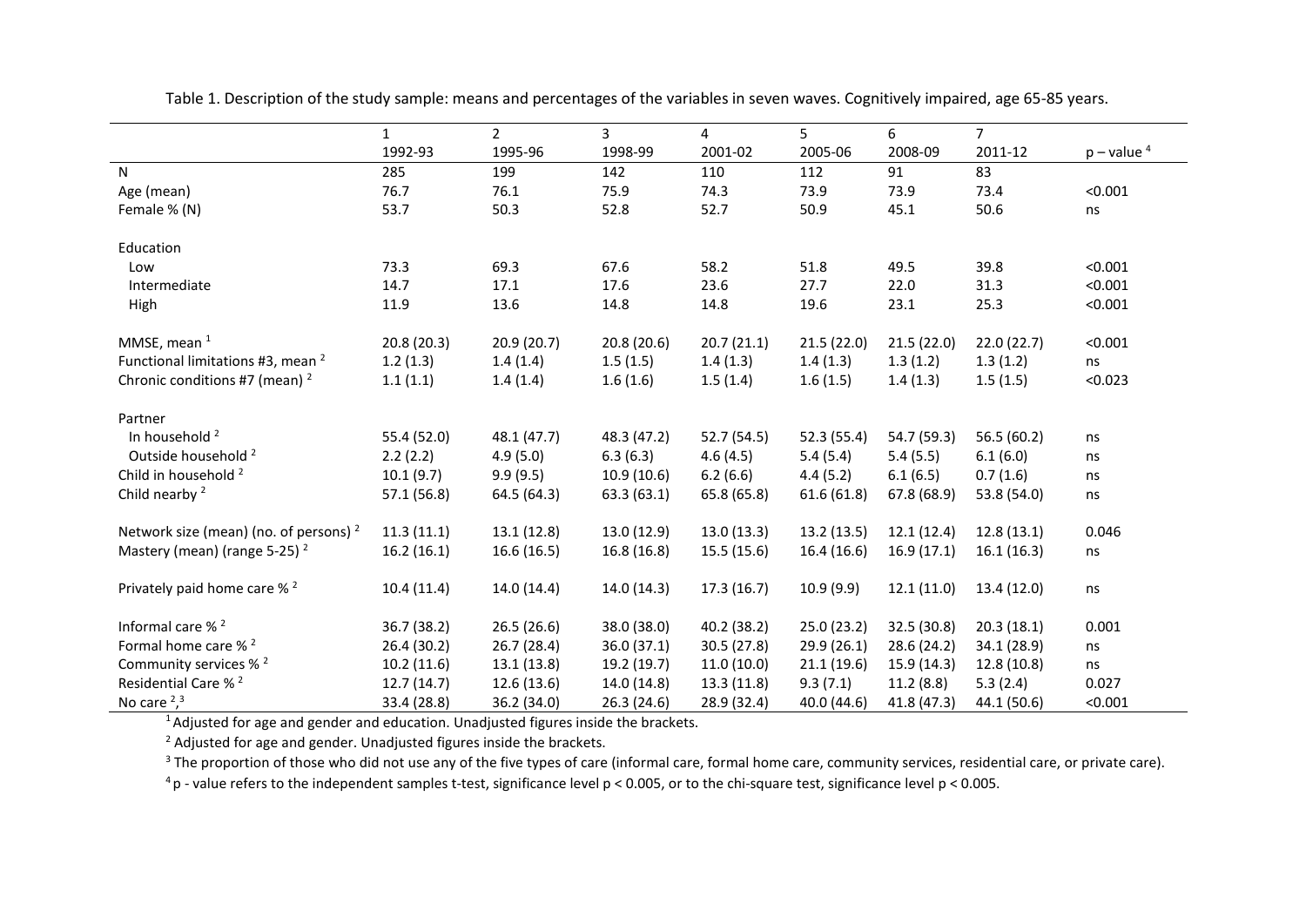Table 1. Description of the study sample: means and percentages of the variables in seven waves. Cognitively impaired, age 65-85 years.

| | 1<br>1992-93 | 2<br>1995-96 | 3<br>1998-99 | 4<br>2001-02 | 5<br>2005-06 | 6<br>2008-09 | 7<br>2011-12 | p – value [4] |
|---|---|---|---|---|---|---|---|---|
| N | 285 | 199 | 142 | 110 | 112 | 91 | 83 | |
| Age (mean) | 76.7 | 76.1 | 75.9 | 74.3 | 73.9 | 73.9 | 73.4 | <0.001 |
| Female % (N) | 53.7 | 50.3 | 52.8 | 52.7 | 50.9 | 45.1 | 50.6 | ns |
| Education | | | | | | | | |
| Low | 73.3 | 69.3 | 67.6 | 58.2 | 51.8 | 49.5 | 39.8 | <0.001 |
| Intermediate | 14.7 | 17.1 | 17.6 | 23.6 | 27.7 | 22.0 | 31.3 | <0.001 |
| High | 11.9 | 13.6 | 14.8 | 14.8 | 19.6 | 23.1 | 25.3 | <0.001 |
| MMSE, mean [1] | 20.8 (20.3) | 20.9 (20.7) | 20.8 (20.6) | 20.7 (21.1) | 21.5 (22.0) | 21.5 (22.0) | 22.0 (22.7) | <0.001 |
| Functional limitations #3, mean [2] | 1.2 (1.3) | 1.4 (1.4) | 1.5 (1.5) | 1.4 (1.3) | 1.4 (1.3) | 1.3 (1.2) | 1.3 (1.2) | ns |
| Chronic conditions #7 (mean) [2] | 1.1 (1.1) | 1.4 (1.4) | 1.6 (1.6) | 1.5 (1.4) | 1.6 (1.5) | 1.4 (1.3) | 1.5 (1.5) | <0.023 |
| Partner | | | | | | | | |
| In household [2] | 55.4 (52.0) | 48.1 (47.7) | 48.3 (47.2) | 52.7 (54.5) | 52.3 (55.4) | 54.7 (59.3) | 56.5 (60.2) | ns |
| Outside household [2] | 2.2 (2.2) | 4.9 (5.0) | 6.3 (6.3) | 4.6 (4.5) | 5.4 (5.4) | 5.4 (5.5) | 6.1 (6.0) | ns |
| Child in household [2] | 10.1 (9.7) | 9.9 (9.5) | 10.9 (10.6) | 6.2 (6.6) | 4.4 (5.2) | 6.1 (6.5) | 0.7 (1.6) | ns |
| Child nearby [2] | 57.1 (56.8) | 64.5 (64.3) | 63.3 (63.1) | 65.8 (65.8) | 61.6 (61.8) | 67.8 (68.9) | 53.8 (54.0) | ns |
| Network size (mean) (no. of persons) [2] | 11.3 (11.1) | 13.1 (12.8) | 13.0 (12.9) | 13.0 (13.3) | 13.2 (13.5) | 12.1 (12.4) | 12.8 (13.1) | 0.046 |
| Mastery (mean) (range 5-25) [2] | 16.2 (16.1) | 16.6 (16.5) | 16.8 (16.8) | 15.5 (15.6) | 16.4 (16.6) | 16.9 (17.1) | 16.1 (16.3) | ns |
| Privately paid home care % [2] | 10.4 (11.4) | 14.0 (14.4) | 14.0 (14.3) | 17.3 (16.7) | 10.9 (9.9) | 12.1 (11.0) | 13.4 (12.0) | ns |
| Informal care % [2] | 36.7 (38.2) | 26.5 (26.6) | 38.0 (38.0) | 40.2 (38.2) | 25.0 (23.2) | 32.5 (30.8) | 20.3 (18.1) | 0.001 |
| Formal home care % [2] | 26.4 (30.2) | 26.7 (28.4) | 36.0 (37.1) | 30.5 (27.8) | 29.9 (26.1) | 28.6 (24.2) | 34.1 (28.9) | ns |
| Community services % [2] | 10.2 (11.6) | 13.1 (13.8) | 19.2 (19.7) | 11.0 (10.0) | 21.1 (19.6) | 15.9 (14.3) | 12.8 (10.8) | ns |
| Residential Care % [2] | 12.7 (14.7) | 12.6 (13.6) | 14.0 (14.8) | 13.3 (11.8) | 9.3 (7.1) | 11.2 (8.8) | 5.3 (2.4) | 0.027 |
| No care [2,3] | 33.4 (28.8) | 36.2 (34.0) | 26.3 (24.6) | 28.9 (32.4) | 40.0 (44.6) | 41.8 (47.3) | 44.1 (50.6) | <0.001 |

[1] Adjusted for age and gender and education. Unadjusted figures inside the brackets.

[2] Adjusted for age and gender. Unadjusted figures inside the brackets.

[3] The proportion of those who did not use any of the five types of care (informal care, formal home care, community services, residential care, or private care).

[4] p - value refers to the independent samples t-test, significance level $p < 0.005$, or to the chi-square test, significance level $p < 0.005$.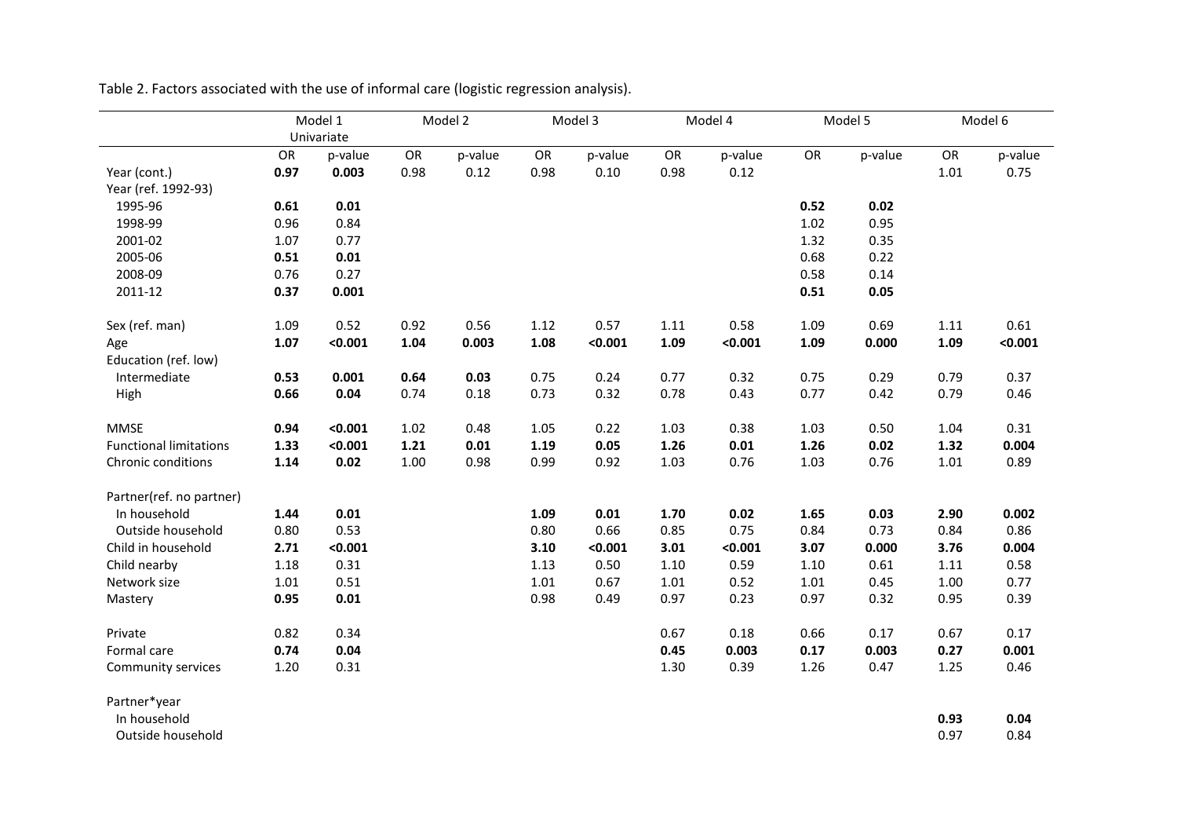Table 2. Factors associated with the use of informal care (logistic regression analysis).

| | Model 1 Univariate | | Model 2 | | Model 3 | | Model 4 | | Model 5 | | Model 6 | |
|---|---|---|---|---|---|---|---|---|---|---|---|---|
| | OR | p-value | OR | p-value | OR | p-value | OR | p-value | OR | p-value | OR | p-value |
| Year (cont.) | **0.97** | **0.003** | 0.98 | 0.12 | 0.98 | 0.10 | 0.98 | 0.12 | | | 1.01 | 0.75 |
| Year (ref. 1992-93) | | | | | | | | | | | | |
| 1995-96 | **0.61** | **0.01** | | | | | | | **0.52** | **0.02** | | |
| 1998-99 | 0.96 | 0.84 | | | | | | | 1.02 | 0.95 | | |
| 2001-02 | 1.07 | 0.77 | | | | | | | 1.32 | 0.35 | | |
| 2005-06 | **0.51** | **0.01** | | | | | | | 0.68 | 0.22 | | |
| 2008-09 | 0.76 | 0.27 | | | | | | | 0.58 | 0.14 | | |
| 2011-12 | **0.37** | **0.001** | | | | | | | **0.51** | **0.05** | | |
| Sex (ref. man) | 1.09 | 0.52 | 0.92 | 0.56 | 1.12 | 0.57 | 1.11 | 0.58 | 1.09 | 0.69 | 1.11 | 0.61 |
| Age | **1.07** | **<0.001** | **1.04** | **0.003** | **1.08** | **<0.001** | **1.09** | **<0.001** | **1.09** | **0.000** | **1.09** | **<0.001** |
| Education (ref. low) | | | | | | | | | | | | |
| Intermediate | **0.53** | **0.001** | **0.64** | **0.03** | 0.75 | 0.24 | 0.77 | 0.32 | 0.75 | 0.29 | 0.79 | 0.37 |
| High | **0.66** | **0.04** | 0.74 | 0.18 | 0.73 | 0.32 | 0.78 | 0.43 | 0.77 | 0.42 | 0.79 | 0.46 |
| MMSE | **0.94** | **<0.001** | 1.02 | 0.48 | 1.05 | 0.22 | 1.03 | 0.38 | 1.03 | 0.50 | 1.04 | 0.31 |
| Functional limitations | **1.33** | **<0.001** | **1.21** | **0.01** | **1.19** | **0.05** | **1.26** | **0.01** | **1.26** | **0.02** | **1.32** | **0.004** |
| Chronic conditions | **1.14** | **0.02** | 1.00 | 0.98 | 0.99 | 0.92 | 1.03 | 0.76 | 1.03 | 0.76 | 1.01 | 0.89 |
| Partner(ref. no partner) | | | | | | | | | | | | |
| In household | **1.44** | **0.01** | | | **1.09** | **0.01** | **1.70** | **0.02** | **1.65** | **0.03** | **2.90** | **0.002** |
| Outside household | 0.80 | 0.53 | | | 0.80 | 0.66 | 0.85 | 0.75 | 0.84 | 0.73 | 0.84 | 0.86 |
| Child in household | **2.71** | **<0.001** | | | **3.10** | **<0.001** | **3.01** | **<0.001** | **3.07** | **0.000** | **3.76** | **0.004** |
| Child nearby | 1.18 | 0.31 | | | 1.13 | 0.50 | 1.10 | 0.59 | 1.10 | 0.61 | 1.11 | 0.58 |
| Network size | 1.01 | 0.51 | | | 1.01 | 0.67 | 1.01 | 0.52 | 1.01 | 0.45 | 1.00 | 0.77 |
| Mastery | **0.95** | **0.01** | | | 0.98 | 0.49 | 0.97 | 0.23 | 0.97 | 0.32 | 0.95 | 0.39 |
| Private | 0.82 | 0.34 | | | | | 0.67 | 0.18 | 0.66 | 0.17 | 0.67 | 0.17 |
| Formal care | **0.74** | **0.04** | | | | | **0.45** | **0.003** | **0.17** | **0.003** | **0.27** | **0.001** |
| Community services | 1.20 | 0.31 | | | | | 1.30 | 0.39 | 1.26 | 0.47 | 1.25 | 0.46 |
| Partner*year | | | | | | | | | | | | |
| In household | | | | | | | | | | | **0.93** | **0.04** |
| Outside household | | | | | | | | | | | 0.97 | 0.84 |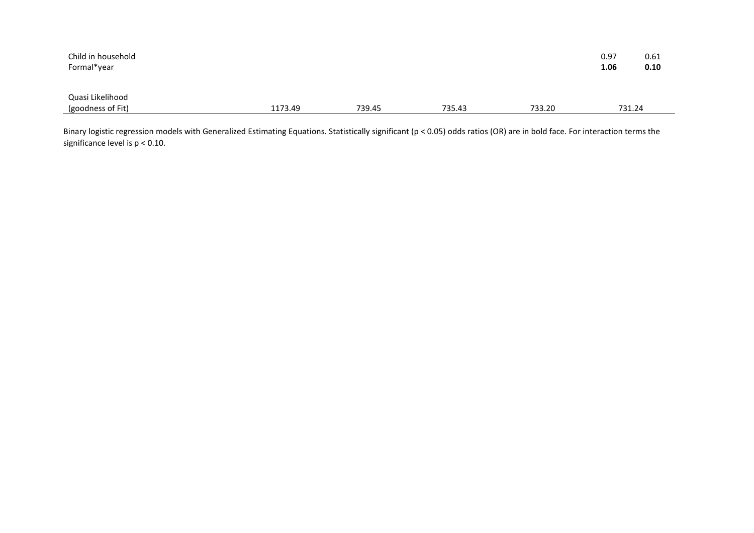| | | | | | | |
|---|---|---|---|---|---|---|
| Child in household | | | | | 0.97 | 0.61 |
| Formal*year | | | | | **1.06** | **0.10** |
| | | | | | | |
| Quasi Likelihood (goodness of Fit) | 1173.49 | 739.45 | 735.43 | 733.20 | 731.24 | |

Binary logistic regression models with Generalized Estimating Equations. Statistically significant ($p < 0.05$) odds ratios (OR) are in bold face. For interaction terms the significance level is $p < 0.10$.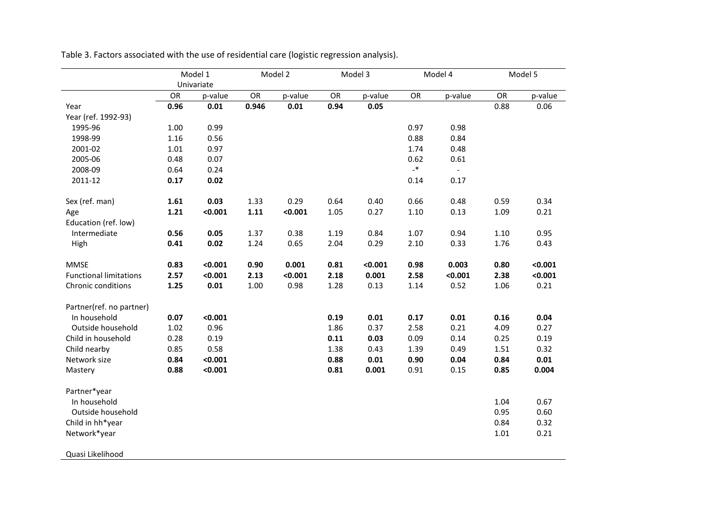Table 3. Factors associated with the use of residential care (logistic regression analysis).

| | Model 1 Univariate | | Model 2 | | Model 3 | | Model 4 | | Model 5 | |
|---|---|---|---|---|---|---|---|---|---|---|
| | OR | p-value | OR | p-value | OR | p-value | OR | p-value | OR | p-value |
| Year | **0.96** | **0.01** | **0.946** | **0.01** | **0.94** | **0.05** | | | 0.88 | 0.06 |
| Year (ref. 1992-93) | | | | | | | | | | |
| 1995-96 | 1.00 | 0.99 | | | | | 0.97 | 0.98 | | |
| 1998-99 | 1.16 | 0.56 | | | | | 0.88 | 0.84 | | |
| 2001-02 | 1.01 | 0.97 | | | | | 1.74 | 0.48 | | |
| 2005-06 | 0.48 | 0.07 | | | | | 0.62 | 0.61 | | |
| 2008-09 | 0.64 | 0.24 | | | | | -* | - | | |
| 2011-12 | **0.17** | **0.02** | | | | | 0.14 | 0.17 | | |
| Sex (ref. man) | **1.61** | **0.03** | 1.33 | 0.29 | 0.64 | 0.40 | 0.66 | 0.48 | 0.59 | 0.34 |
| Age | **1.21** | **<0.001** | **1.11** | **<0.001** | 1.05 | 0.27 | 1.10 | 0.13 | 1.09 | 0.21 |
| Education (ref. low) | | | | | | | | | | |
| Intermediate | **0.56** | **0.05** | 1.37 | 0.38 | 1.19 | 0.84 | 1.07 | 0.94 | 1.10 | 0.95 |
| High | **0.41** | **0.02** | 1.24 | 0.65 | 2.04 | 0.29 | 2.10 | 0.33 | 1.76 | 0.43 |
| MMSE | **0.83** | **<0.001** | **0.90** | **0.001** | **0.81** | **<0.001** | **0.98** | **0.003** | **0.80** | **<0.001** |
| Functional limitations | **2.57** | **<0.001** | **2.13** | **<0.001** | **2.18** | **0.001** | **2.58** | **<0.001** | **2.38** | **<0.001** |
| Chronic conditions | **1.25** | **0.01** | 1.00 | 0.98 | 1.28 | 0.13 | 1.14 | 0.52 | 1.06 | 0.21 |
| Partner(ref. no partner) | | | | | | | | | | |
| In household | **0.07** | **<0.001** | | | **0.19** | **0.01** | **0.17** | **0.01** | **0.16** | **0.04** |
| Outside household | 1.02 | 0.96 | | | 1.86 | 0.37 | 2.58 | 0.21 | 4.09 | 0.27 |
| Child in household | 0.28 | 0.19 | | | **0.11** | **0.03** | 0.09 | 0.14 | 0.25 | 0.19 |
| Child nearby | 0.85 | 0.58 | | | 1.38 | 0.43 | 1.39 | 0.49 | 1.51 | 0.32 |
| Network size | **0.84** | **<0.001** | | | **0.88** | **0.01** | **0.90** | **0.04** | **0.84** | **0.01** |
| Mastery | **0.88** | **<0.001** | | | **0.81** | **0.001** | 0.91 | 0.15 | **0.85** | **0.004** |
| Partner*year | | | | | | | | | | |
| In household | | | | | | | | | 1.04 | 0.67 |
| Outside household | | | | | | | | | 0.95 | 0.60 |
| Child in hh*year | | | | | | | | | 0.84 | 0.32 |
| Network*year | | | | | | | | | 1.01 | 0.21 |
| Quasi Likelihood | | | | | | | | | | |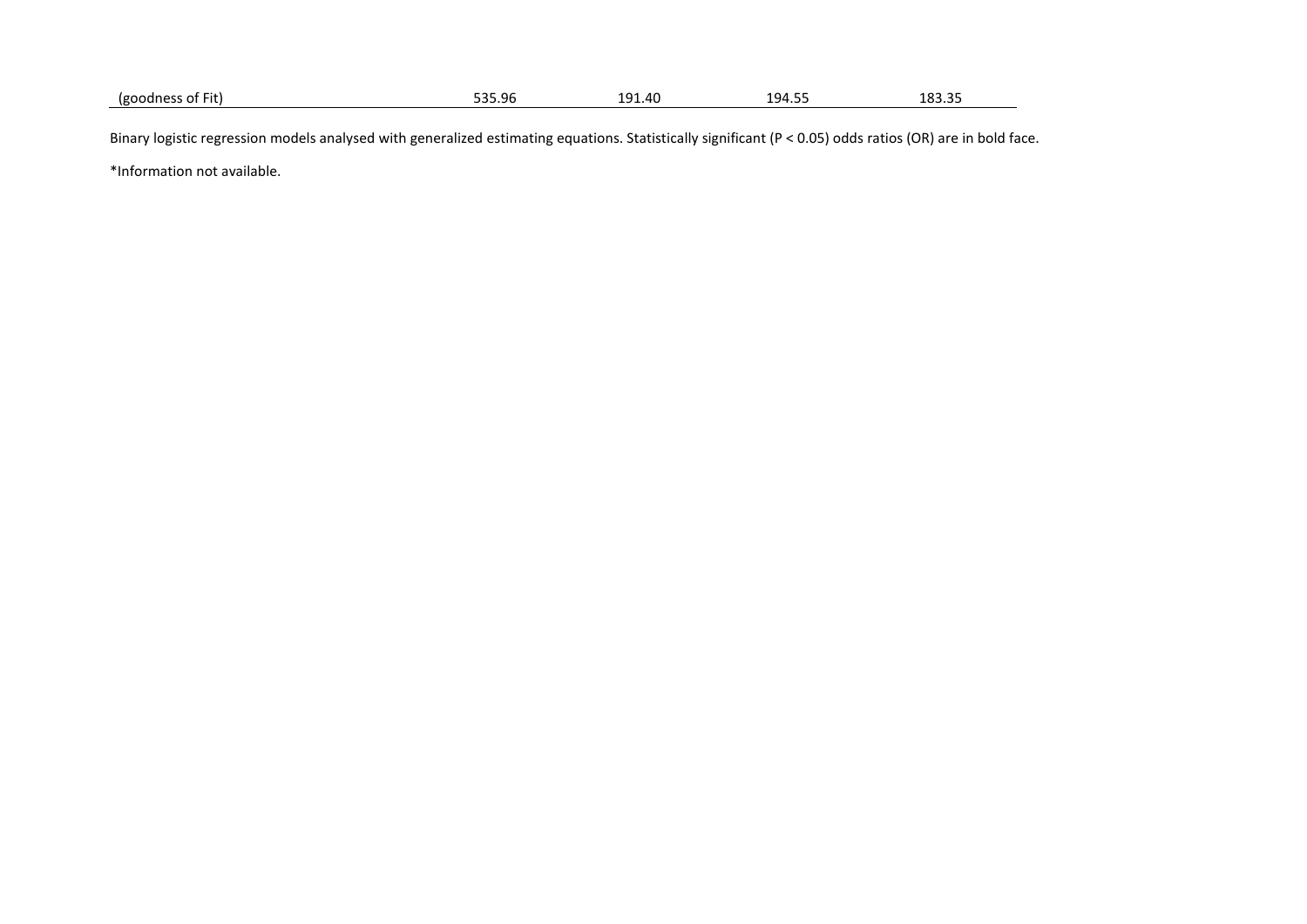| (goodness of Fit) | 535.96 | 191.40 | 194.55 | 183.35 |
|---|---|---|---|---|

Binary logistic regression models analysed with generalized estimating equations. Statistically significant (P < 0.05) odds ratios (OR) are in bold face.

*Information not available.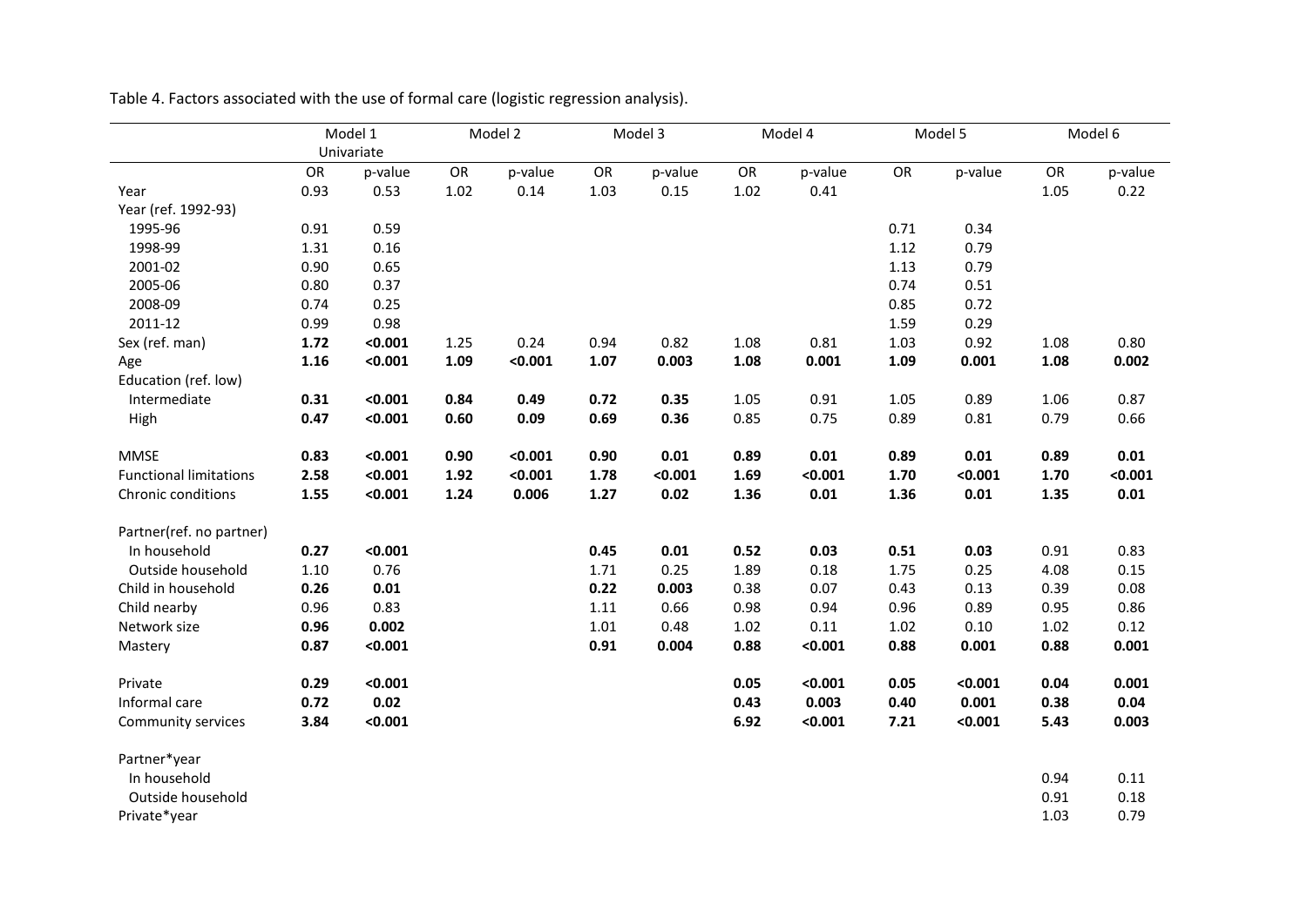Table 4. Factors associated with the use of formal care (logistic regression analysis).

| | Model 1 Univariate | | Model 2 | | Model 3 | | Model 4 | | Model 5 | | Model 6 | |
|---|---|---|---|---|---|---|---|---|---|---|---|---|
| | OR | p-value | OR | p-value | OR | p-value | OR | p-value | OR | p-value | OR | p-value |
| Year | 0.93 | 0.53 | 1.02 | 0.14 | 1.03 | 0.15 | 1.02 | 0.41 | | | 1.05 | 0.22 |
| Year (ref. 1992-93) | | | | | | | | | | | | |
| 1995-96 | 0.91 | 0.59 | | | | | | | 0.71 | 0.34 | | |
| 1998-99 | 1.31 | 0.16 | | | | | | | 1.12 | 0.79 | | |
| 2001-02 | 0.90 | 0.65 | | | | | | | 1.13 | 0.79 | | |
| 2005-06 | 0.80 | 0.37 | | | | | | | 0.74 | 0.51 | | |
| 2008-09 | 0.74 | 0.25 | | | | | | | 0.85 | 0.72 | | |
| 2011-12 | 0.99 | 0.98 | | | | | | | 1.59 | 0.29 | | |
| Sex (ref. man) | **1.72** | **<0.001** | 1.25 | 0.24 | 0.94 | 0.82 | 1.08 | 0.81 | 1.03 | 0.92 | 1.08 | 0.80 |
| Age | **1.16** | **<0.001** | **1.09** | **<0.001** | **1.07** | **0.003** | **1.08** | **0.001** | **1.09** | **0.001** | **1.08** | **0.002** |
| Education (ref. low) | | | | | | | | | | | | |
| Intermediate | **0.31** | **<0.001** | **0.84** | **0.49** | **0.72** | **0.35** | 1.05 | 0.91 | 1.05 | 0.89 | 1.06 | 0.87 |
| High | **0.47** | **<0.001** | **0.60** | **0.09** | **0.69** | **0.36** | 0.85 | 0.75 | 0.89 | 0.81 | 0.79 | 0.66 |
| MMSE | **0.83** | **<0.001** | **0.90** | **<0.001** | **0.90** | **0.01** | **0.89** | **0.01** | **0.89** | **0.01** | **0.89** | **0.01** |
| Functional limitations | **2.58** | **<0.001** | **1.92** | **<0.001** | **1.78** | **<0.001** | **1.69** | **<0.001** | **1.70** | **<0.001** | **1.70** | **<0.001** |
| Chronic conditions | **1.55** | **<0.001** | **1.24** | **0.006** | **1.27** | **0.02** | **1.36** | **0.01** | **1.36** | **0.01** | **1.35** | **0.01** |
| Partner(ref. no partner) | | | | | | | | | | | | |
| In household | **0.27** | **<0.001** | | | **0.45** | **0.01** | **0.52** | **0.03** | **0.51** | **0.03** | 0.91 | 0.83 |
| Outside household | 1.10 | 0.76 | | | 1.71 | 0.25 | 1.89 | 0.18 | 1.75 | 0.25 | 4.08 | 0.15 |
| Child in household | **0.26** | **0.01** | | | **0.22** | **0.003** | 0.38 | 0.07 | 0.43 | 0.13 | 0.39 | 0.08 |
| Child nearby | 0.96 | 0.83 | | | 1.11 | 0.66 | 0.98 | 0.94 | 0.96 | 0.89 | 0.95 | 0.86 |
| Network size | **0.96** | **0.002** | | | 1.01 | 0.48 | 1.02 | 0.11 | 1.02 | 0.10 | 1.02 | 0.12 |
| Mastery | **0.87** | **<0.001** | | | **0.91** | **0.004** | **0.88** | **<0.001** | **0.88** | **0.001** | **0.88** | **0.001** |
| Private | **0.29** | **<0.001** | | | | | **0.05** | **<0.001** | **0.05** | **<0.001** | **0.04** | **0.001** |
| Informal care | **0.72** | **0.02** | | | | | **0.43** | **0.003** | **0.40** | **0.001** | **0.38** | **0.04** |
| Community services | **3.84** | **<0.001** | | | | | **6.92** | **<0.001** | **7.21** | **<0.001** | **5.43** | **0.003** |
| Partner*year | | | | | | | | | | | | |
| In household | | | | | | | | | | | 0.94 | 0.11 |
| Outside household | | | | | | | | | | | 0.91 | 0.18 |
| Private*year | | | | | | | | | | | 1.03 | 0.79 |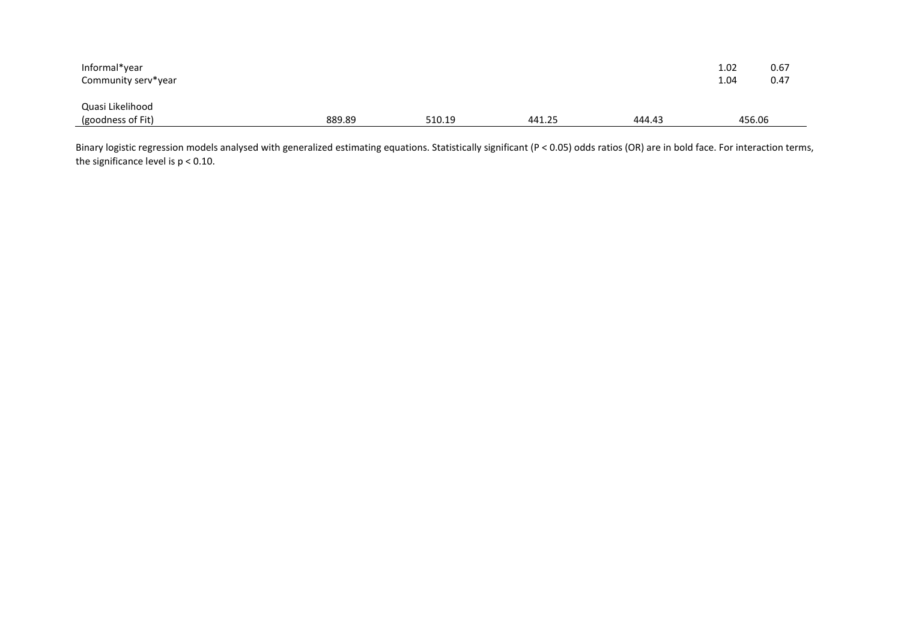| | | | | | | |
|---|---|---|---|---|---|---|
| Informal*year | | | | | 1.02 | 0.67 |
| Community serv*year | | | | | 1.04 | 0.47 |
| | | | | | | |
| Quasi Likelihood (goodness of Fit) | 889.89 | 510.19 | 441.25 | 444.43 | 456.06 | |

Binary logistic regression models analysed with generalized estimating equations. Statistically significant ($P < 0.05$) odds ratios (OR) are in bold face. For interaction terms, the significance level is $p < 0.10$.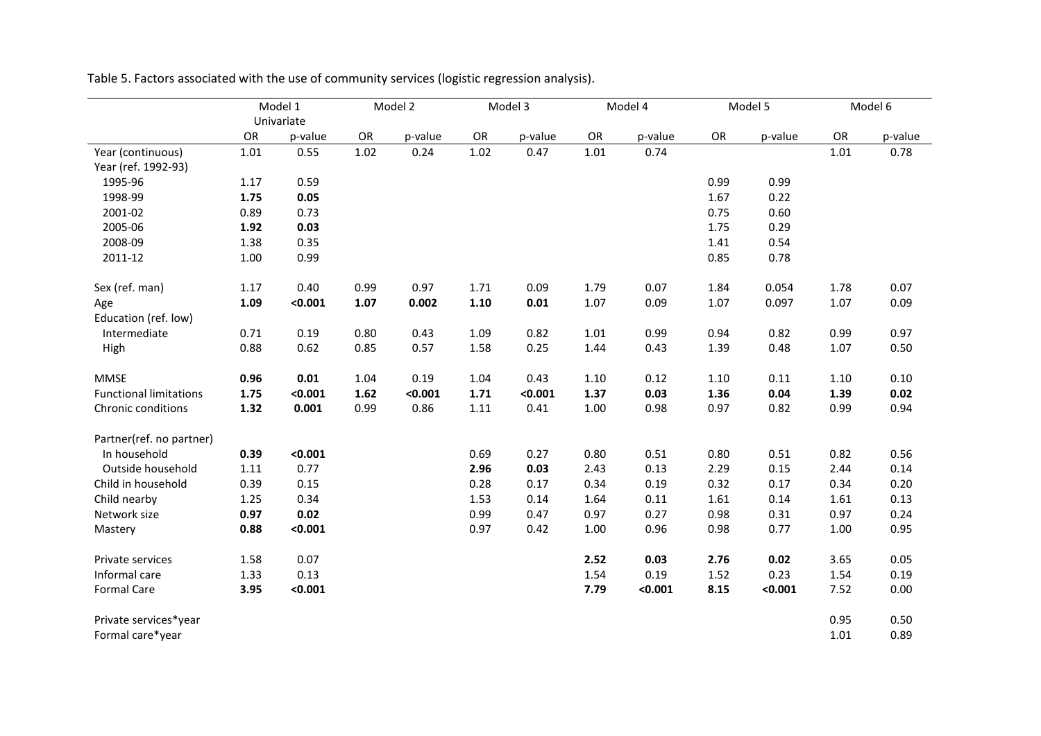Table 5. Factors associated with the use of community services (logistic regression analysis).

| | Model 1 Univariate | | Model 2 | | Model 3 | | Model 4 | | Model 5 | | Model 6 | |
|---|---|---|---|---|---|---|---|---|---|---|---|---|
| | OR | p-value | OR | p-value | OR | p-value | OR | p-value | OR | p-value | OR | p-value |
| Year (continuous) | 1.01 | 0.55 | 1.02 | 0.24 | 1.02 | 0.47 | 1.01 | 0.74 | | | 1.01 | 0.78 |
| Year (ref. 1992-93) | | | | | | | | | | | | |
| 1995-96 | 1.17 | 0.59 | | | | | | | 0.99 | 0.99 | | |
| 1998-99 | **1.75** | **0.05** | | | | | | | 1.67 | 0.22 | | |
| 2001-02 | 0.89 | 0.73 | | | | | | | 0.75 | 0.60 | | |
| 2005-06 | **1.92** | **0.03** | | | | | | | 1.75 | 0.29 | | |
| 2008-09 | 1.38 | 0.35 | | | | | | | 1.41 | 0.54 | | |
| 2011-12 | 1.00 | 0.99 | | | | | | | 0.85 | 0.78 | | |
| Sex (ref. man) | 1.17 | 0.40 | 0.99 | 0.97 | 1.71 | 0.09 | 1.79 | 0.07 | 1.84 | 0.054 | 1.78 | 0.07 |
| Age | **1.09** | **<0.001** | **1.07** | **0.002** | **1.10** | **0.01** | 1.07 | 0.09 | 1.07 | 0.097 | 1.07 | 0.09 |
| Education (ref. low) | | | | | | | | | | | | |
| Intermediate | 0.71 | 0.19 | 0.80 | 0.43 | 1.09 | 0.82 | 1.01 | 0.99 | 0.94 | 0.82 | 0.99 | 0.97 |
| High | 0.88 | 0.62 | 0.85 | 0.57 | 1.58 | 0.25 | 1.44 | 0.43 | 1.39 | 0.48 | 1.07 | 0.50 |
| MMSE | **0.96** | **0.01** | 1.04 | 0.19 | 1.04 | 0.43 | 1.10 | 0.12 | 1.10 | 0.11 | 1.10 | 0.10 |
| Functional limitations | **1.75** | **<0.001** | **1.62** | **<0.001** | **1.71** | **<0.001** | **1.37** | **0.03** | **1.36** | **0.04** | **1.39** | **0.02** |
| Chronic conditions | **1.32** | **0.001** | 0.99 | 0.86 | 1.11 | 0.41 | 1.00 | 0.98 | 0.97 | 0.82 | 0.99 | 0.94 |
| Partner(ref. no partner) | | | | | | | | | | | | |
| In household | **0.39** | **<0.001** | | | 0.69 | 0.27 | 0.80 | 0.51 | 0.80 | 0.51 | 0.82 | 0.56 |
| Outside household | 1.11 | 0.77 | | | **2.96** | **0.03** | 2.43 | 0.13 | 2.29 | 0.15 | 2.44 | 0.14 |
| Child in household | 0.39 | 0.15 | | | 0.28 | 0.17 | 0.34 | 0.19 | 0.32 | 0.17 | 0.34 | 0.20 |
| Child nearby | 1.25 | 0.34 | | | 1.53 | 0.14 | 1.64 | 0.11 | 1.61 | 0.14 | 1.61 | 0.13 |
| Network size | **0.97** | **0.02** | | | 0.99 | 0.47 | 0.97 | 0.27 | 0.98 | 0.31 | 0.97 | 0.24 |
| Mastery | **0.88** | **<0.001** | | | 0.97 | 0.42 | 1.00 | 0.96 | 0.98 | 0.77 | 1.00 | 0.95 |
| Private services | 1.58 | 0.07 | | | | | **2.52** | **0.03** | **2.76** | **0.02** | 3.65 | 0.05 |
| Informal care | 1.33 | 0.13 | | | | | 1.54 | 0.19 | 1.52 | 0.23 | 1.54 | 0.19 |
| Formal Care | **3.95** | **<0.001** | | | | | **7.79** | **<0.001** | **8.15** | **<0.001** | 7.52 | 0.00 |
| Private services*year | | | | | | | | | | | 0.95 | 0.50 |
| Formal care*year | | | | | | | | | | | 1.01 | 0.89 |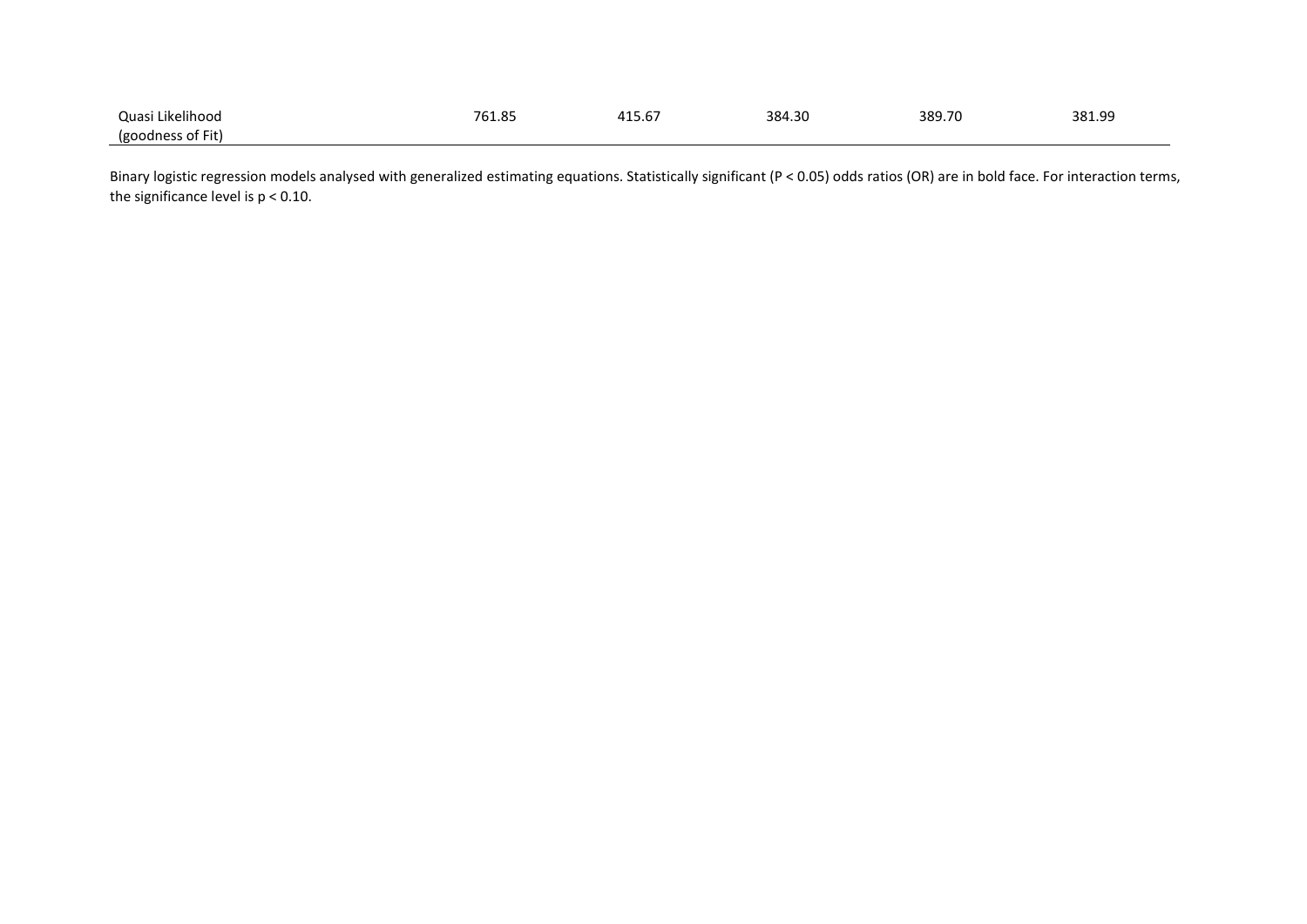| Quasi Likelihood (goodness of Fit) | 761.85 | 415.67 | 384.30 | 389.70 | 381.99 |
|---|---|---|---|---|---|

Binary logistic regression models analysed with generalized estimating equations. Statistically significant ($P < 0.05$) odds ratios (OR) are in bold face. For interaction terms, the significance level is $p < 0.10$.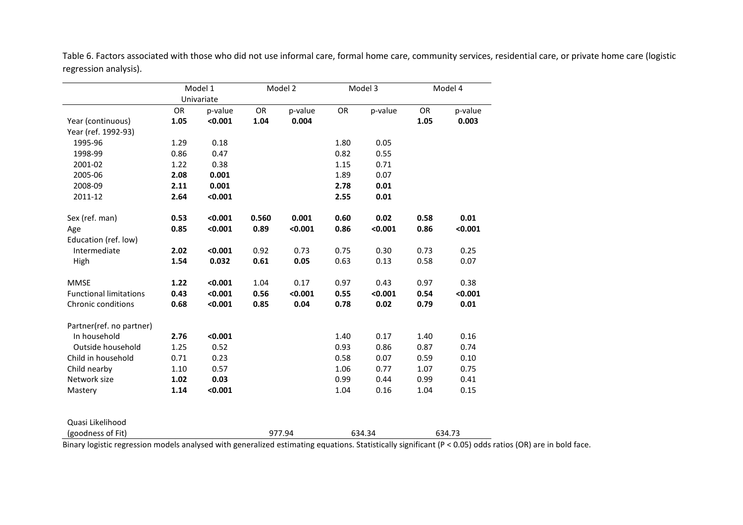Table 6. Factors associated with those who did not use informal care, formal home care, community services, residential care, or private home care (logistic regression analysis).

| | Model 1 Univariate | | Model 2 | | Model 3 | | Model 4 | |
|---|---|---|---|---|---|---|---|---|
| | OR | p-value | OR | p-value | OR | p-value | OR | p-value |
| Year (continuous) | **1.05** | **<0.001** | **1.04** | **0.004** | | | **1.05** | **0.003** |
| Year (ref. 1992-93) | | | | | | | | |
| 1995-96 | 1.29 | 0.18 | | | 1.80 | 0.05 | | |
| 1998-99 | 0.86 | 0.47 | | | 0.82 | 0.55 | | |
| 2001-02 | 1.22 | 0.38 | | | 1.15 | 0.71 | | |
| 2005-06 | **2.08** | **0.001** | | | 1.89 | 0.07 | | |
| 2008-09 | **2.11** | **0.001** | | | **2.78** | **0.01** | | |
| 2011-12 | **2.64** | **<0.001** | | | **2.55** | **0.01** | | |
| Sex (ref. man) | **0.53** | **<0.001** | **0.560** | **0.001** | **0.60** | **0.02** | **0.58** | **0.01** |
| Age | **0.85** | **<0.001** | **0.89** | **<0.001** | **0.86** | **<0.001** | **0.86** | **<0.001** |
| Education (ref. low) | | | | | | | | |
| Intermediate | **2.02** | **<0.001** | 0.92 | 0.73 | 0.75 | 0.30 | 0.73 | 0.25 |
| High | **1.54** | **0.032** | **0.61** | **0.05** | 0.63 | 0.13 | 0.58 | 0.07 |
| MMSE | **1.22** | **<0.001** | 1.04 | 0.17 | 0.97 | 0.43 | 0.97 | 0.38 |
| Functional limitations | **0.43** | **<0.001** | **0.56** | **<0.001** | **0.55** | **<0.001** | **0.54** | **<0.001** |
| Chronic conditions | **0.68** | **<0.001** | **0.85** | **0.04** | **0.78** | **0.02** | **0.79** | **0.01** |
| Partner(ref. no partner) | | | | | | | | |
| In household | **2.76** | **<0.001** | | | 1.40 | 0.17 | 1.40 | 0.16 |
| Outside household | 1.25 | 0.52 | | | 0.93 | 0.86 | 0.87 | 0.74 |
| Child in household | 0.71 | 0.23 | | | 0.58 | 0.07 | 0.59 | 0.10 |
| Child nearby | 1.10 | 0.57 | | | 1.06 | 0.77 | 1.07 | 0.75 |
| Network size | **1.02** | **0.03** | | | 0.99 | 0.44 | 0.99 | 0.41 |
| Mastery | **1.14** | **<0.001** | | | 1.04 | 0.16 | 1.04 | 0.15 |
| Quasi Likelihood (goodness of Fit) | | | 977.94 | | 634.34 | | 634.73 | |

Binary logistic regression models analysed with generalized estimating equations. Statistically significant ($P < 0.05$) odds ratios (OR) are in bold face.